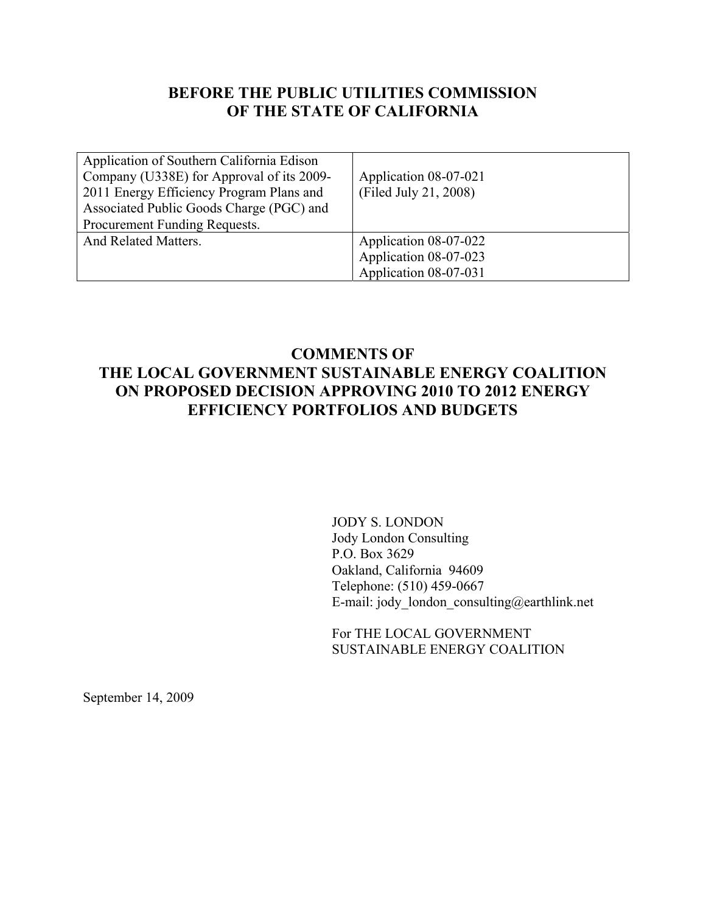# BEFORE THE PUBLIC UTILITIES COMMISSION OF THE STATE OF CALIFORNIA

| | |
|---|---|
| Application of Southern California Edison Company (U338E) for Approval of its 2009-2011 Energy Efficiency Program Plans and Associated Public Goods Charge (PGC) and Procurement Funding Requests. | Application 08-07-021<br>(Filed July 21, 2008) |
| And Related Matters. | Application 08-07-022<br>Application 08-07-023<br>Application 08-07-031 |

## COMMENTS OF THE LOCAL GOVERNMENT SUSTAINABLE ENERGY COALITION ON PROPOSED DECISION APPROVING 2010 TO 2012 ENERGY EFFICIENCY PORTFOLIOS AND BUDGETS

JODY S. LONDON
Jody London Consulting
P.O. Box 3629
Oakland, California 94609
Telephone: (510) 459-0667
E-mail: jody_london_consulting@earthlink.net

For THE LOCAL GOVERNMENT SUSTAINABLE ENERGY COALITION

September 14, 2009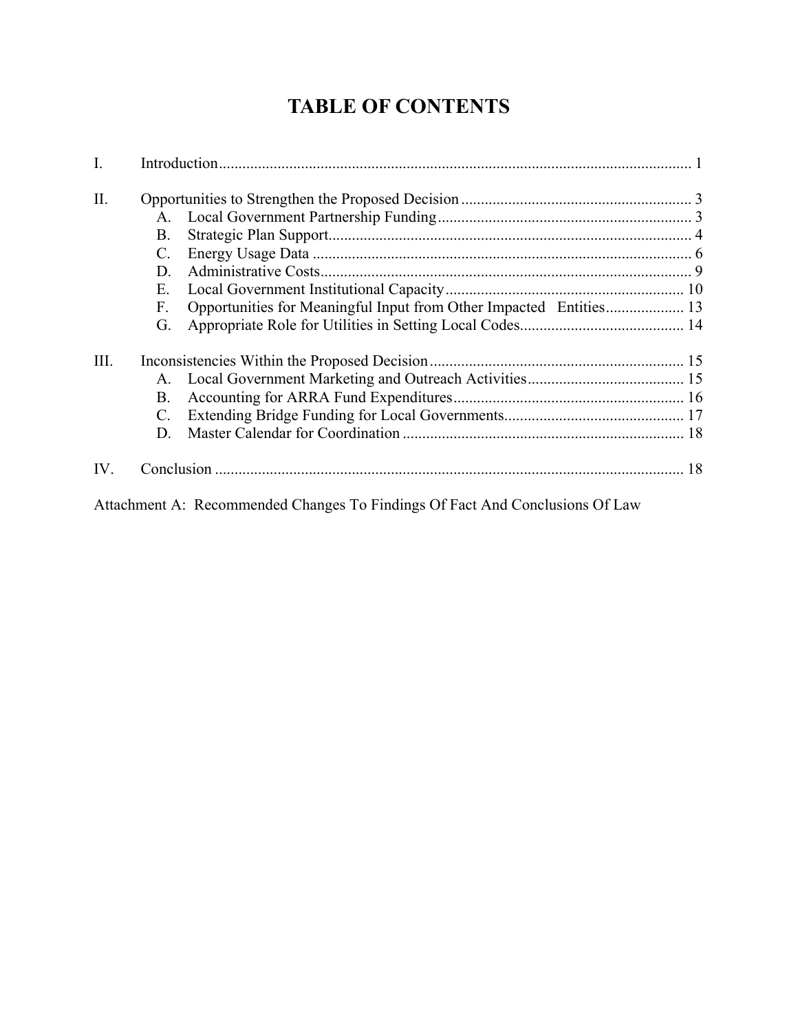# TABLE OF CONTENTS

I. Introduction ........................................................................................................................ 1

II. Opportunities to Strengthen the Proposed Decision ........................................................... 3
  A. Local Government Partnership Funding ................................................................. 3
  B. Strategic Plan Support ............................................................................................. 4
  C. Energy Usage Data .................................................................................................. 6
  D. Administrative Costs ................................................................................................ 9
  E. Local Government Institutional Capacity ............................................................. 10
  F. Opportunities for Meaningful Input from Other Impacted Entities .................... 13
  G. Appropriate Role for Utilities in Setting Local Codes .......................................... 14

III. Inconsistencies Within the Proposed Decision ................................................................. 15
  A. Local Government Marketing and Outreach Activities ........................................ 15
  B. Accounting for ARRA Fund Expenditures ........................................................... 16
  C. Extending Bridge Funding for Local Governments .............................................. 17
  D. Master Calendar for Coordination ........................................................................ 18

IV. Conclusion ........................................................................................................................ 18

Attachment A: Recommended Changes To Findings Of Fact And Conclusions Of Law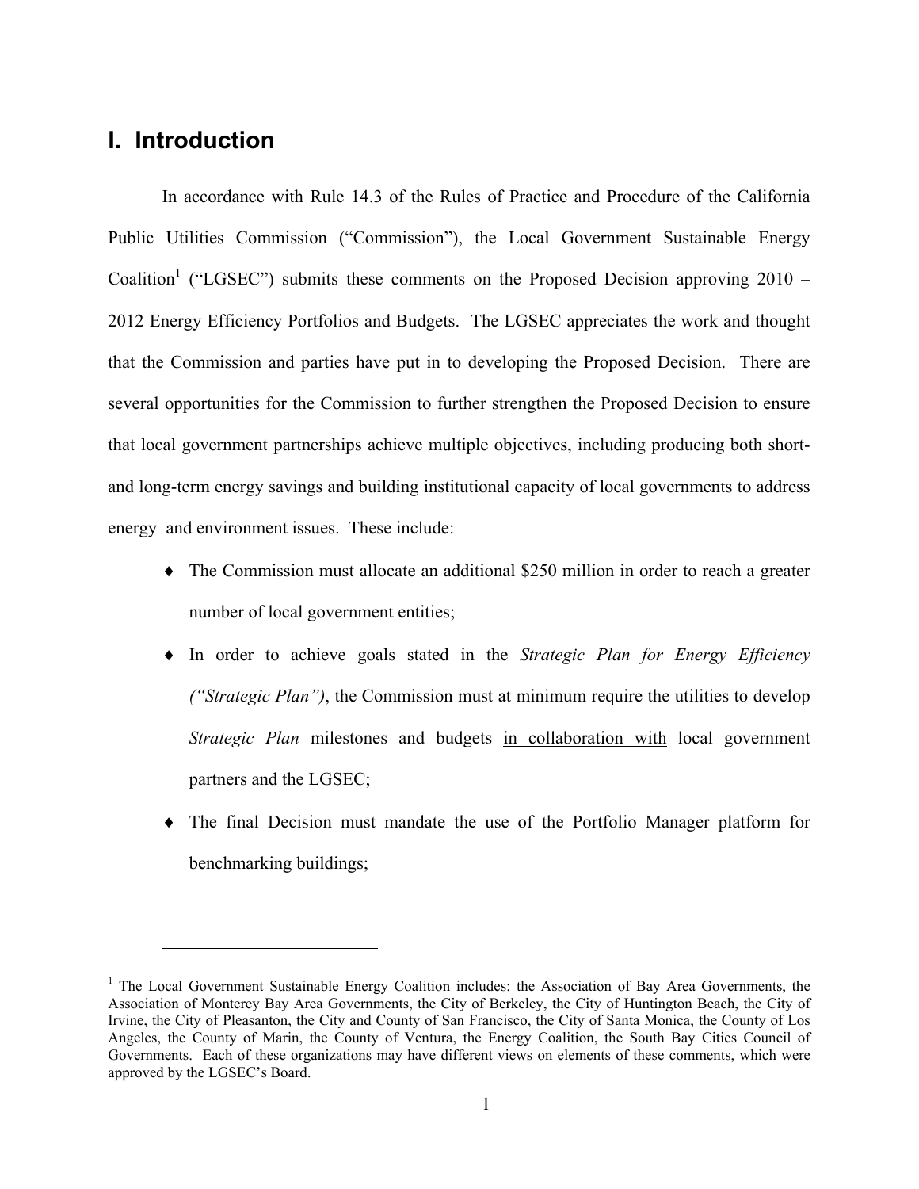# I. Introduction

In accordance with Rule 14.3 of the Rules of Practice and Procedure of the California Public Utilities Commission ("Commission"), the Local Government Sustainable Energy Coalition[1] ("LGSEC") submits these comments on the Proposed Decision approving 2010 – 2012 Energy Efficiency Portfolios and Budgets. The LGSEC appreciates the work and thought that the Commission and parties have put in to developing the Proposed Decision. There are several opportunities for the Commission to further strengthen the Proposed Decision to ensure that local government partnerships achieve multiple objectives, including producing both short- and long-term energy savings and building institutional capacity of local governments to address energy and environment issues. These include:

- The Commission must allocate an additional \$250 million in order to reach a greater number of local government entities;
- In order to achieve goals stated in the *Strategic Plan for Energy Efficiency ("Strategic Plan")*, the Commission must at minimum require the utilities to develop *Strategic Plan* milestones and budgets <u>in collaboration with</u> local government partners and the LGSEC;
- The final Decision must mandate the use of the Portfolio Manager platform for benchmarking buildings;

[1] The Local Government Sustainable Energy Coalition includes: the Association of Bay Area Governments, the Association of Monterey Bay Area Governments, the City of Berkeley, the City of Huntington Beach, the City of Irvine, the City of Pleasanton, the City and County of San Francisco, the City of Santa Monica, the County of Los Angeles, the County of Marin, the County of Ventura, the Energy Coalition, the South Bay Cities Council of Governments. Each of these organizations may have different views on elements of these comments, which were approved by the LGSEC's Board.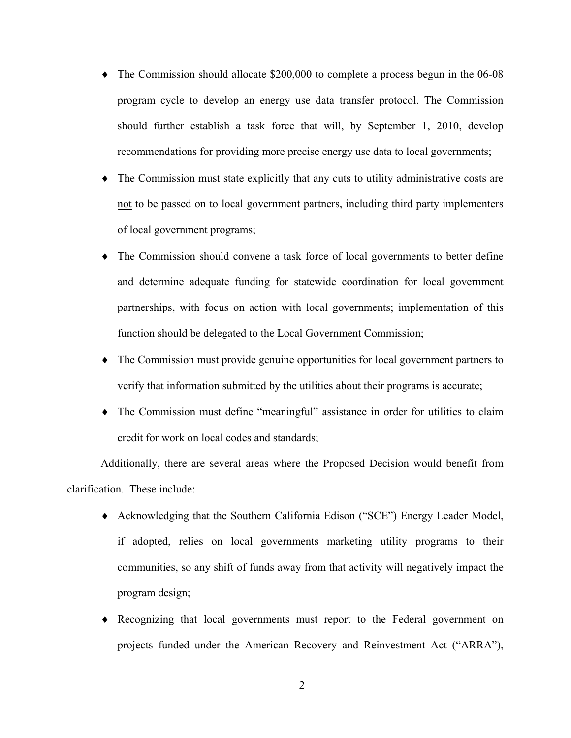- The Commission should allocate $200,000 to complete a process begun in the 06-08 program cycle to develop an energy use data transfer protocol. The Commission should further establish a task force that will, by September 1, 2010, develop recommendations for providing more precise energy use data to local governments;
- The Commission must state explicitly that any cuts to utility administrative costs are <u>not</u> to be passed on to local government partners, including third party implementers of local government programs;
- The Commission should convene a task force of local governments to better define and determine adequate funding for statewide coordination for local government partnerships, with focus on action with local governments; implementation of this function should be delegated to the Local Government Commission;
- The Commission must provide genuine opportunities for local government partners to verify that information submitted by the utilities about their programs is accurate;
- The Commission must define "meaningful" assistance in order for utilities to claim credit for work on local codes and standards;

Additionally, there are several areas where the Proposed Decision would benefit from clarification. These include:

- Acknowledging that the Southern California Edison ("SCE") Energy Leader Model, if adopted, relies on local governments marketing utility programs to their communities, so any shift of funds away from that activity will negatively impact the program design;
- Recognizing that local governments must report to the Federal government on projects funded under the American Recovery and Reinvestment Act ("ARRA"),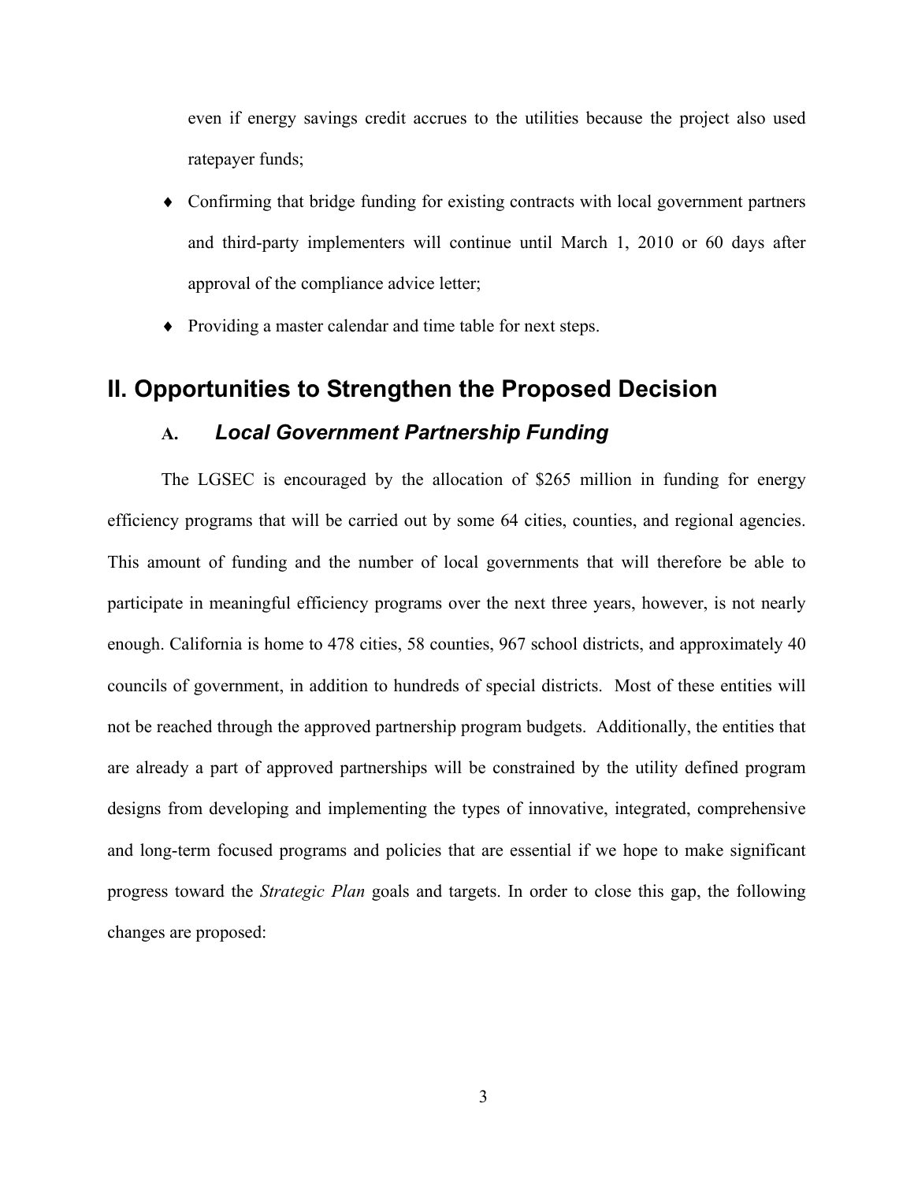even if energy savings credit accrues to the utilities because the project also used ratepayer funds;

- Confirming that bridge funding for existing contracts with local government partners and third-party implementers will continue until March 1, 2010 or 60 days after approval of the compliance advice letter;
- Providing a master calendar and time table for next steps.

## II. Opportunities to Strengthen the Proposed Decision

### A. *Local Government Partnership Funding*

The LGSEC is encouraged by the allocation of $265 million in funding for energy efficiency programs that will be carried out by some 64 cities, counties, and regional agencies. This amount of funding and the number of local governments that will therefore be able to participate in meaningful efficiency programs over the next three years, however, is not nearly enough. California is home to 478 cities, 58 counties, 967 school districts, and approximately 40 councils of government, in addition to hundreds of special districts. Most of these entities will not be reached through the approved partnership program budgets. Additionally, the entities that are already a part of approved partnerships will be constrained by the utility defined program designs from developing and implementing the types of innovative, integrated, comprehensive and long-term focused programs and policies that are essential if we hope to make significant progress toward the *Strategic Plan* goals and targets. In order to close this gap, the following changes are proposed: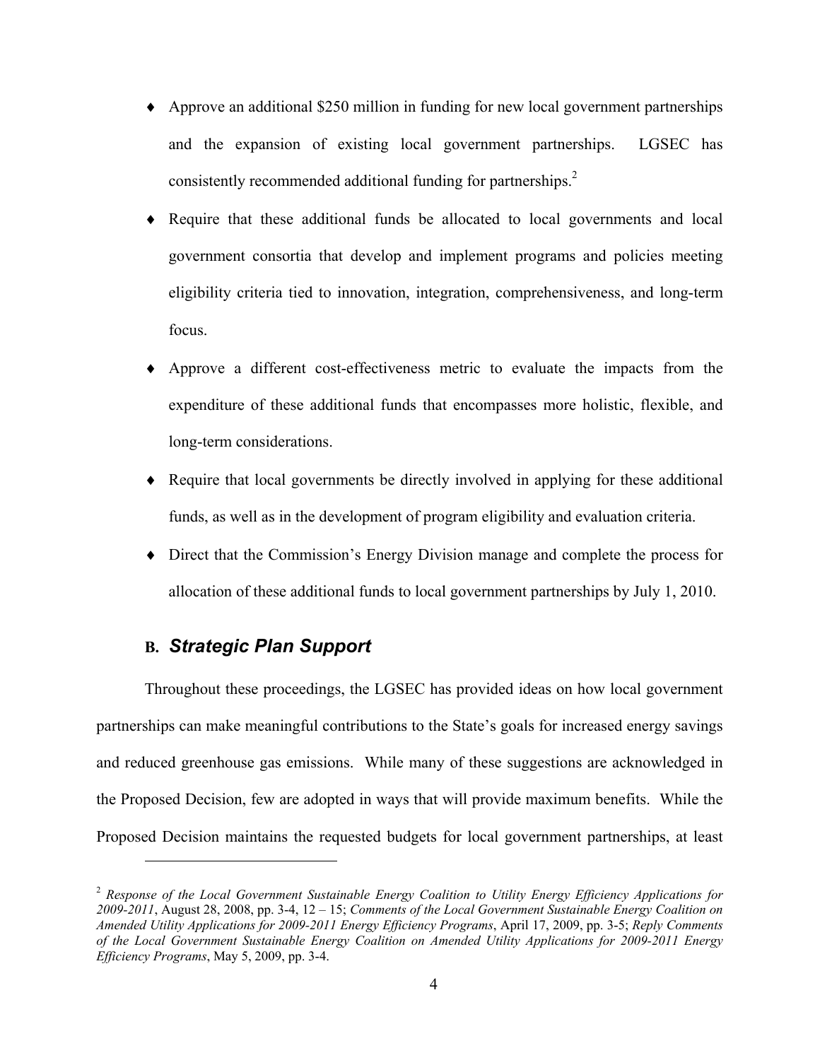- Approve an additional $250 million in funding for new local government partnerships and the expansion of existing local government partnerships. LGSEC has consistently recommended additional funding for partnerships.[2]
- Require that these additional funds be allocated to local governments and local government consortia that develop and implement programs and policies meeting eligibility criteria tied to innovation, integration, comprehensiveness, and long-term focus.
- Approve a different cost-effectiveness metric to evaluate the impacts from the expenditure of these additional funds that encompasses more holistic, flexible, and long-term considerations.
- Require that local governments be directly involved in applying for these additional funds, as well as in the development of program eligibility and evaluation criteria.
- Direct that the Commission's Energy Division manage and complete the process for allocation of these additional funds to local government partnerships by July 1, 2010.

## B. *Strategic Plan Support*

Throughout these proceedings, the LGSEC has provided ideas on how local government partnerships can make meaningful contributions to the State's goals for increased energy savings and reduced greenhouse gas emissions. While many of these suggestions are acknowledged in the Proposed Decision, few are adopted in ways that will provide maximum benefits. While the Proposed Decision maintains the requested budgets for local government partnerships, at least

---

[2] *Response of the Local Government Sustainable Energy Coalition to Utility Energy Efficiency Applications for 2009-2011*, August 28, 2008, pp. 3-4, 12 – 15; *Comments of the Local Government Sustainable Energy Coalition on Amended Utility Applications for 2009-2011 Energy Efficiency Programs*, April 17, 2009, pp. 3-5; *Reply Comments of the Local Government Sustainable Energy Coalition on Amended Utility Applications for 2009-2011 Energy Efficiency Programs*, May 5, 2009, pp. 3-4.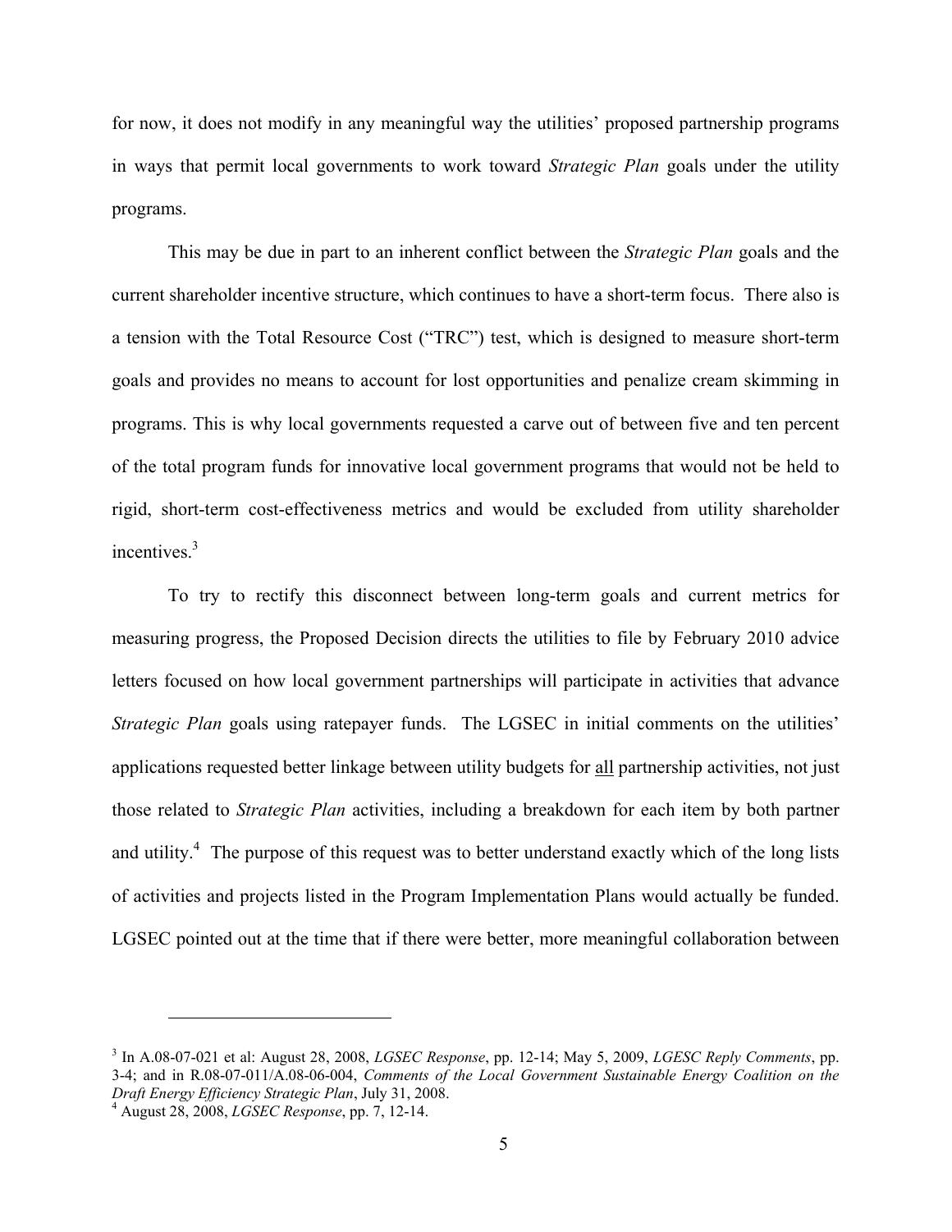for now, it does not modify in any meaningful way the utilities' proposed partnership programs in ways that permit local governments to work toward *Strategic Plan* goals under the utility programs.

This may be due in part to an inherent conflict between the *Strategic Plan* goals and the current shareholder incentive structure, which continues to have a short-term focus. There also is a tension with the Total Resource Cost ("TRC") test, which is designed to measure short-term goals and provides no means to account for lost opportunities and penalize cream skimming in programs. This is why local governments requested a carve out of between five and ten percent of the total program funds for innovative local government programs that would not be held to rigid, short-term cost-effectiveness metrics and would be excluded from utility shareholder incentives.[3]

To try to rectify this disconnect between long-term goals and current metrics for measuring progress, the Proposed Decision directs the utilities to file by February 2010 advice letters focused on how local government partnerships will participate in activities that advance *Strategic Plan* goals using ratepayer funds. The LGSEC in initial comments on the utilities' applications requested better linkage between utility budgets for <u>all</u> partnership activities, not just those related to *Strategic Plan* activities, including a breakdown for each item by both partner and utility.[4] The purpose of this request was to better understand exactly which of the long lists of activities and projects listed in the Program Implementation Plans would actually be funded. LGSEC pointed out at the time that if there were better, more meaningful collaboration between

---

[3] In A.08-07-021 et al: August 28, 2008, *LGSEC Response*, pp. 12-14; May 5, 2009, *LGESC Reply Comments*, pp. 3-4; and in R.08-07-011/A.08-06-004, *Comments of the Local Government Sustainable Energy Coalition on the Draft Energy Efficiency Strategic Plan*, July 31, 2008.

[4] August 28, 2008, *LGSEC Response*, pp. 7, 12-14.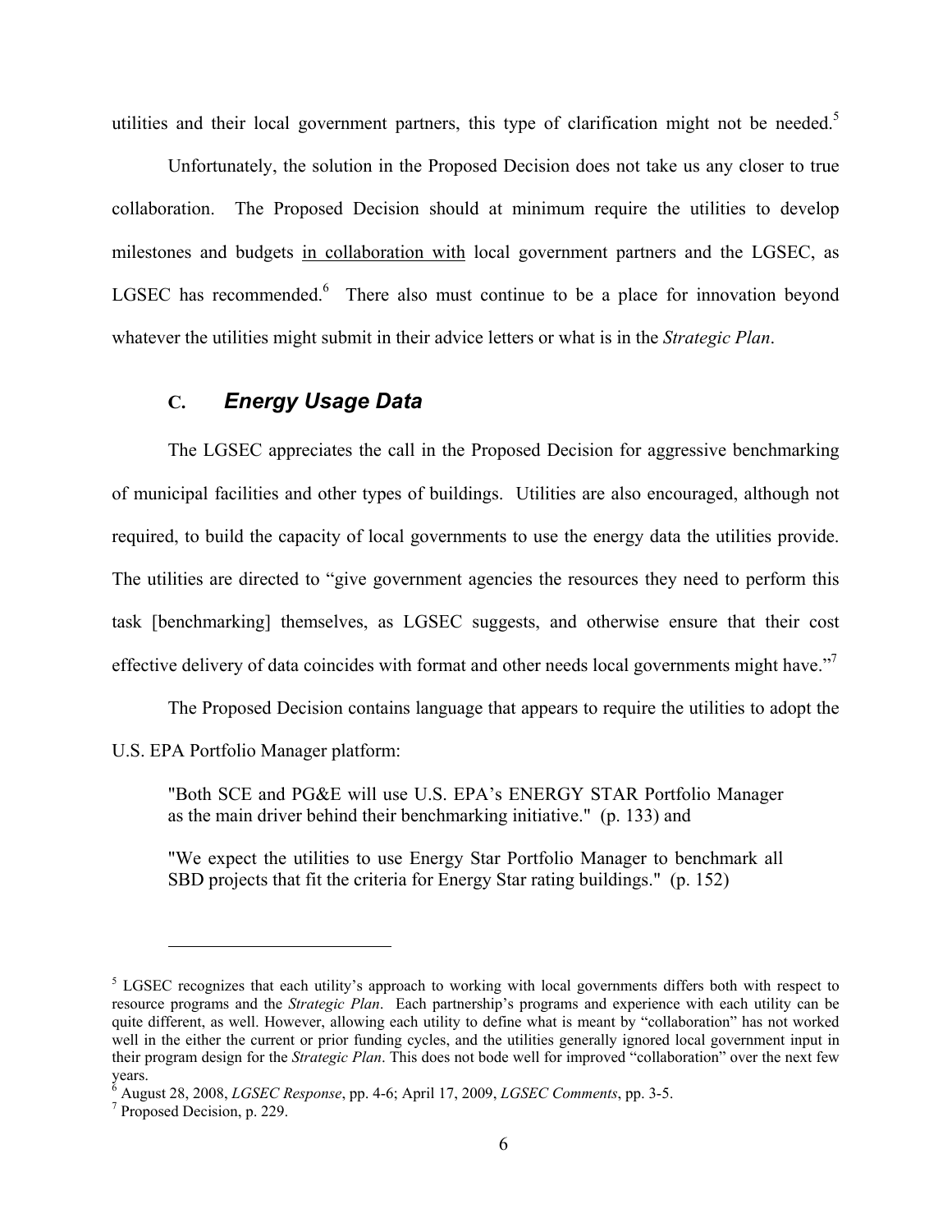utilities and their local government partners, this type of clarification might not be needed.[5]

Unfortunately, the solution in the Proposed Decision does not take us any closer to true collaboration. The Proposed Decision should at minimum require the utilities to develop milestones and budgets <u>in collaboration with</u> local government partners and the LGSEC, as LGSEC has recommended.[6] There also must continue to be a place for innovation beyond whatever the utilities might submit in their advice letters or what is in the *Strategic Plan*.

### C. *Energy Usage Data*

The LGSEC appreciates the call in the Proposed Decision for aggressive benchmarking of municipal facilities and other types of buildings. Utilities are also encouraged, although not required, to build the capacity of local governments to use the energy data the utilities provide. The utilities are directed to "give government agencies the resources they need to perform this task [benchmarking] themselves, as LGSEC suggests, and otherwise ensure that their cost effective delivery of data coincides with format and other needs local governments might have."[7]

The Proposed Decision contains language that appears to require the utilities to adopt the U.S. EPA Portfolio Manager platform:

> "Both SCE and PG&E will use U.S. EPA's ENERGY STAR Portfolio Manager as the main driver behind their benchmarking initiative." (p. 133) and
>
> "We expect the utilities to use Energy Star Portfolio Manager to benchmark all SBD projects that fit the criteria for Energy Star rating buildings." (p. 152)

---

[5] LGSEC recognizes that each utility's approach to working with local governments differs both with respect to resource programs and the *Strategic Plan*. Each partnership's programs and experience with each utility can be quite different, as well. However, allowing each utility to define what is meant by "collaboration" has not worked well in the either the current or prior funding cycles, and the utilities generally ignored local government input in their program design for the *Strategic Plan*. This does not bode well for improved "collaboration" over the next few years.

[6] August 28, 2008, *LGSEC Response*, pp. 4-6; April 17, 2009, *LGSEC Comments*, pp. 3-5.

[7] Proposed Decision, p. 229.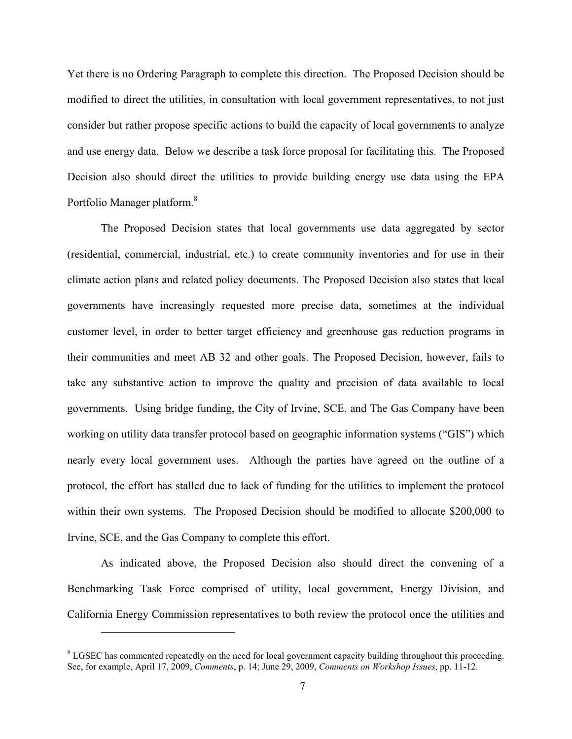Yet there is no Ordering Paragraph to complete this direction. The Proposed Decision should be modified to direct the utilities, in consultation with local government representatives, to not just consider but rather propose specific actions to build the capacity of local governments to analyze and use energy data. Below we describe a task force proposal for facilitating this. The Proposed Decision also should direct the utilities to provide building energy use data using the EPA Portfolio Manager platform.[8]

The Proposed Decision states that local governments use data aggregated by sector (residential, commercial, industrial, etc.) to create community inventories and for use in their climate action plans and related policy documents. The Proposed Decision also states that local governments have increasingly requested more precise data, sometimes at the individual customer level, in order to better target efficiency and greenhouse gas reduction programs in their communities and meet AB 32 and other goals. The Proposed Decision, however, fails to take any substantive action to improve the quality and precision of data available to local governments. Using bridge funding, the City of Irvine, SCE, and The Gas Company have been working on utility data transfer protocol based on geographic information systems ("GIS") which nearly every local government uses. Although the parties have agreed on the outline of a protocol, the effort has stalled due to lack of funding for the utilities to implement the protocol within their own systems. The Proposed Decision should be modified to allocate $200,000 to Irvine, SCE, and the Gas Company to complete this effort.

As indicated above, the Proposed Decision also should direct the convening of a Benchmarking Task Force comprised of utility, local government, Energy Division, and California Energy Commission representatives to both review the protocol once the utilities and

---

[8] LGSEC has commented repeatedly on the need for local government capacity building throughout this proceeding. See, for example, April 17, 2009, *Comments*, p. 14; June 29, 2009, *Comments on Workshop Issues*, pp. 11-12.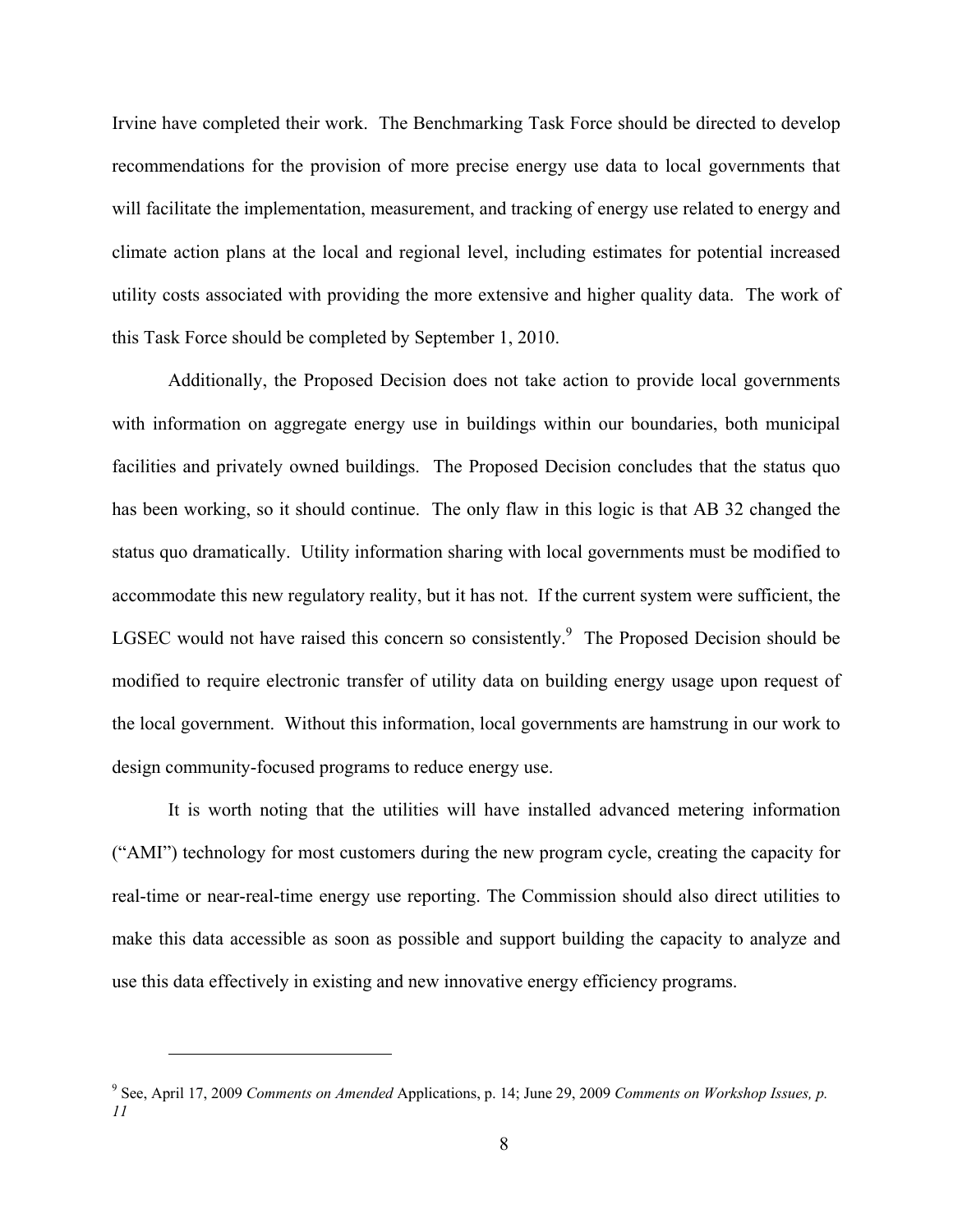Irvine have completed their work. The Benchmarking Task Force should be directed to develop recommendations for the provision of more precise energy use data to local governments that will facilitate the implementation, measurement, and tracking of energy use related to energy and climate action plans at the local and regional level, including estimates for potential increased utility costs associated with providing the more extensive and higher quality data. The work of this Task Force should be completed by September 1, 2010.

Additionally, the Proposed Decision does not take action to provide local governments with information on aggregate energy use in buildings within our boundaries, both municipal facilities and privately owned buildings. The Proposed Decision concludes that the status quo has been working, so it should continue. The only flaw in this logic is that AB 32 changed the status quo dramatically. Utility information sharing with local governments must be modified to accommodate this new regulatory reality, but it has not. If the current system were sufficient, the LGSEC would not have raised this concern so consistently.[9] The Proposed Decision should be modified to require electronic transfer of utility data on building energy usage upon request of the local government. Without this information, local governments are hamstrung in our work to design community-focused programs to reduce energy use.

It is worth noting that the utilities will have installed advanced metering information ("AMI") technology for most customers during the new program cycle, creating the capacity for real-time or near-real-time energy use reporting. The Commission should also direct utilities to make this data accessible as soon as possible and support building the capacity to analyze and use this data effectively in existing and new innovative energy efficiency programs.

---

[9] See, April 17, 2009 *Comments on Amended* Applications, p. 14; June 29, 2009 *Comments on Workshop Issues, p. 11*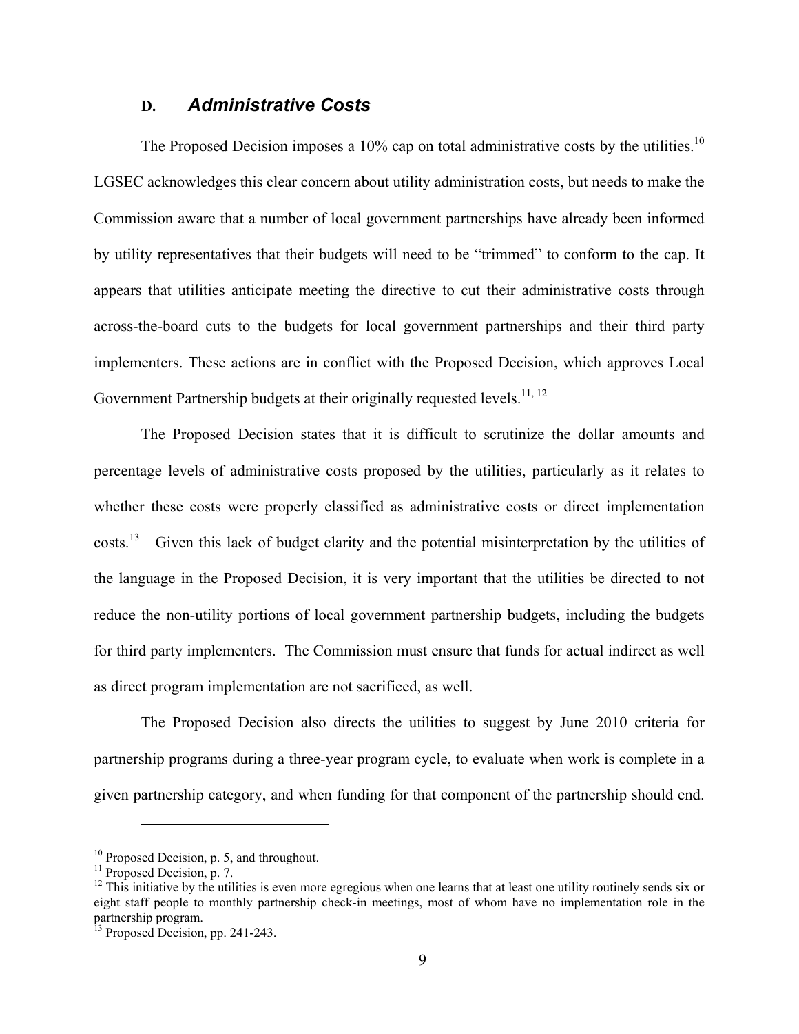### D. *Administrative Costs*

The Proposed Decision imposes a 10% cap on total administrative costs by the utilities.[10] LGSEC acknowledges this clear concern about utility administration costs, but needs to make the Commission aware that a number of local government partnerships have already been informed by utility representatives that their budgets will need to be "trimmed" to conform to the cap. It appears that utilities anticipate meeting the directive to cut their administrative costs through across-the-board cuts to the budgets for local government partnerships and their third party implementers. These actions are in conflict with the Proposed Decision, which approves Local Government Partnership budgets at their originally requested levels.[11, 12]

The Proposed Decision states that it is difficult to scrutinize the dollar amounts and percentage levels of administrative costs proposed by the utilities, particularly as it relates to whether these costs were properly classified as administrative costs or direct implementation costs.[13] Given this lack of budget clarity and the potential misinterpretation by the utilities of the language in the Proposed Decision, it is very important that the utilities be directed to not reduce the non-utility portions of local government partnership budgets, including the budgets for third party implementers. The Commission must ensure that funds for actual indirect as well as direct program implementation are not sacrificed, as well.

The Proposed Decision also directs the utilities to suggest by June 2010 criteria for partnership programs during a three-year program cycle, to evaluate when work is complete in a given partnership category, and when funding for that component of the partnership should end.

---

[10] Proposed Decision, p. 5, and throughout.

[11] Proposed Decision, p. 7.

[12] This initiative by the utilities is even more egregious when one learns that at least one utility routinely sends six or eight staff people to monthly partnership check-in meetings, most of whom have no implementation role in the partnership program.

[13] Proposed Decision, pp. 241-243.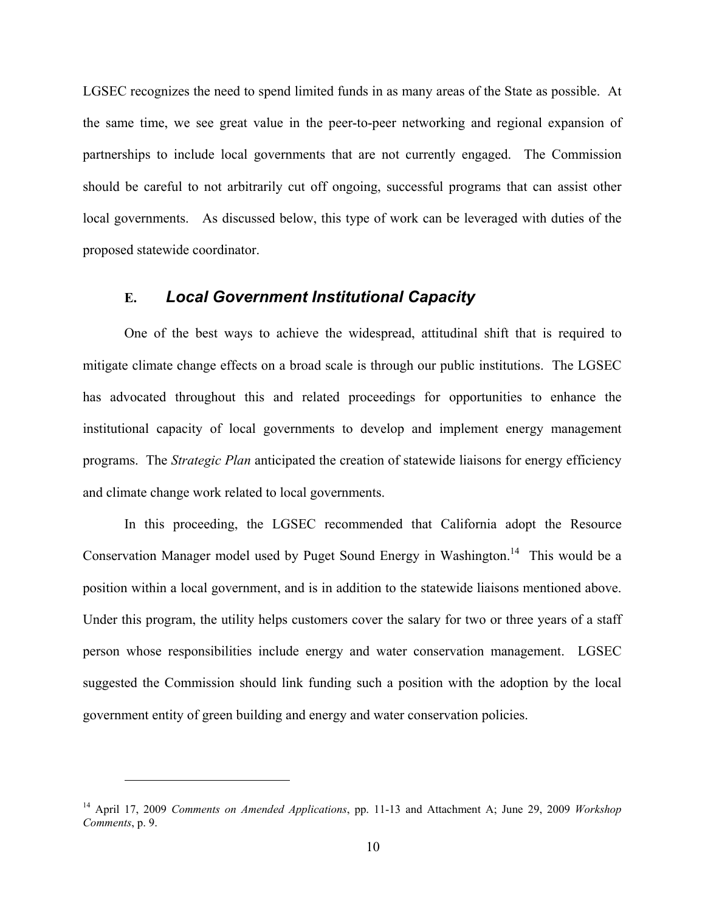LGSEC recognizes the need to spend limited funds in as many areas of the State as possible. At the same time, we see great value in the peer-to-peer networking and regional expansion of partnerships to include local governments that are not currently engaged. The Commission should be careful to not arbitrarily cut off ongoing, successful programs that can assist other local governments. As discussed below, this type of work can be leveraged with duties of the proposed statewide coordinator.

### E. *Local Government Institutional Capacity*

One of the best ways to achieve the widespread, attitudinal shift that is required to mitigate climate change effects on a broad scale is through our public institutions. The LGSEC has advocated throughout this and related proceedings for opportunities to enhance the institutional capacity of local governments to develop and implement energy management programs. The *Strategic Plan* anticipated the creation of statewide liaisons for energy efficiency and climate change work related to local governments.

In this proceeding, the LGSEC recommended that California adopt the Resource Conservation Manager model used by Puget Sound Energy in Washington.[14] This would be a position within a local government, and is in addition to the statewide liaisons mentioned above. Under this program, the utility helps customers cover the salary for two or three years of a staff person whose responsibilities include energy and water conservation management. LGSEC suggested the Commission should link funding such a position with the adoption by the local government entity of green building and energy and water conservation policies.

---

[14] April 17, 2009 *Comments on Amended Applications*, pp. 11-13 and Attachment A; June 29, 2009 *Workshop Comments*, p. 9.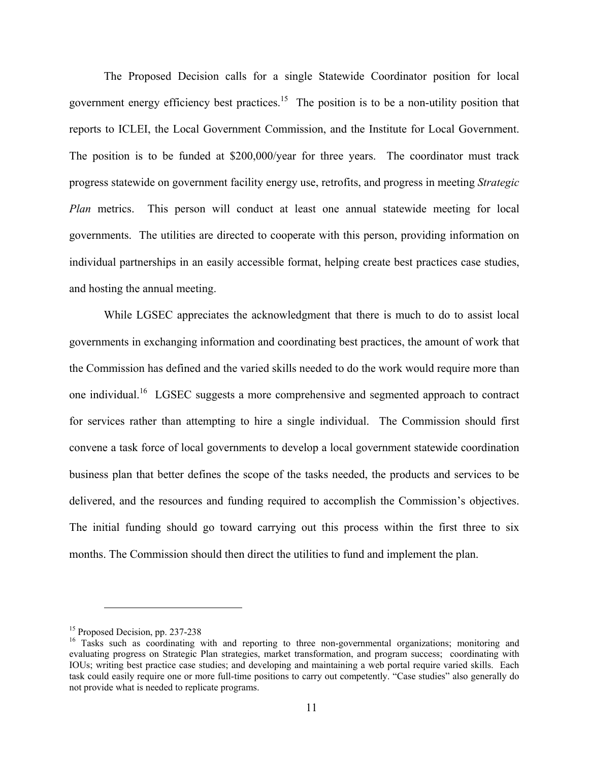The Proposed Decision calls for a single Statewide Coordinator position for local government energy efficiency best practices.[15] The position is to be a non-utility position that reports to ICLEI, the Local Government Commission, and the Institute for Local Government. The position is to be funded at $200,000/year for three years. The coordinator must track progress statewide on government facility energy use, retrofits, and progress in meeting *Strategic Plan* metrics. This person will conduct at least one annual statewide meeting for local governments. The utilities are directed to cooperate with this person, providing information on individual partnerships in an easily accessible format, helping create best practices case studies, and hosting the annual meeting.

While LGSEC appreciates the acknowledgment that there is much to do to assist local governments in exchanging information and coordinating best practices, the amount of work that the Commission has defined and the varied skills needed to do the work would require more than one individual.[16] LGSEC suggests a more comprehensive and segmented approach to contract for services rather than attempting to hire a single individual. The Commission should first convene a task force of local governments to develop a local government statewide coordination business plan that better defines the scope of the tasks needed, the products and services to be delivered, and the resources and funding required to accomplish the Commission's objectives. The initial funding should go toward carrying out this process within the first three to six months. The Commission should then direct the utilities to fund and implement the plan.

---

[15] Proposed Decision, pp. 237-238

[16] Tasks such as coordinating with and reporting to three non-governmental organizations; monitoring and evaluating progress on Strategic Plan strategies, market transformation, and program success; coordinating with IOUs; writing best practice case studies; and developing and maintaining a web portal require varied skills. Each task could easily require one or more full-time positions to carry out competently. "Case studies" also generally do not provide what is needed to replicate programs.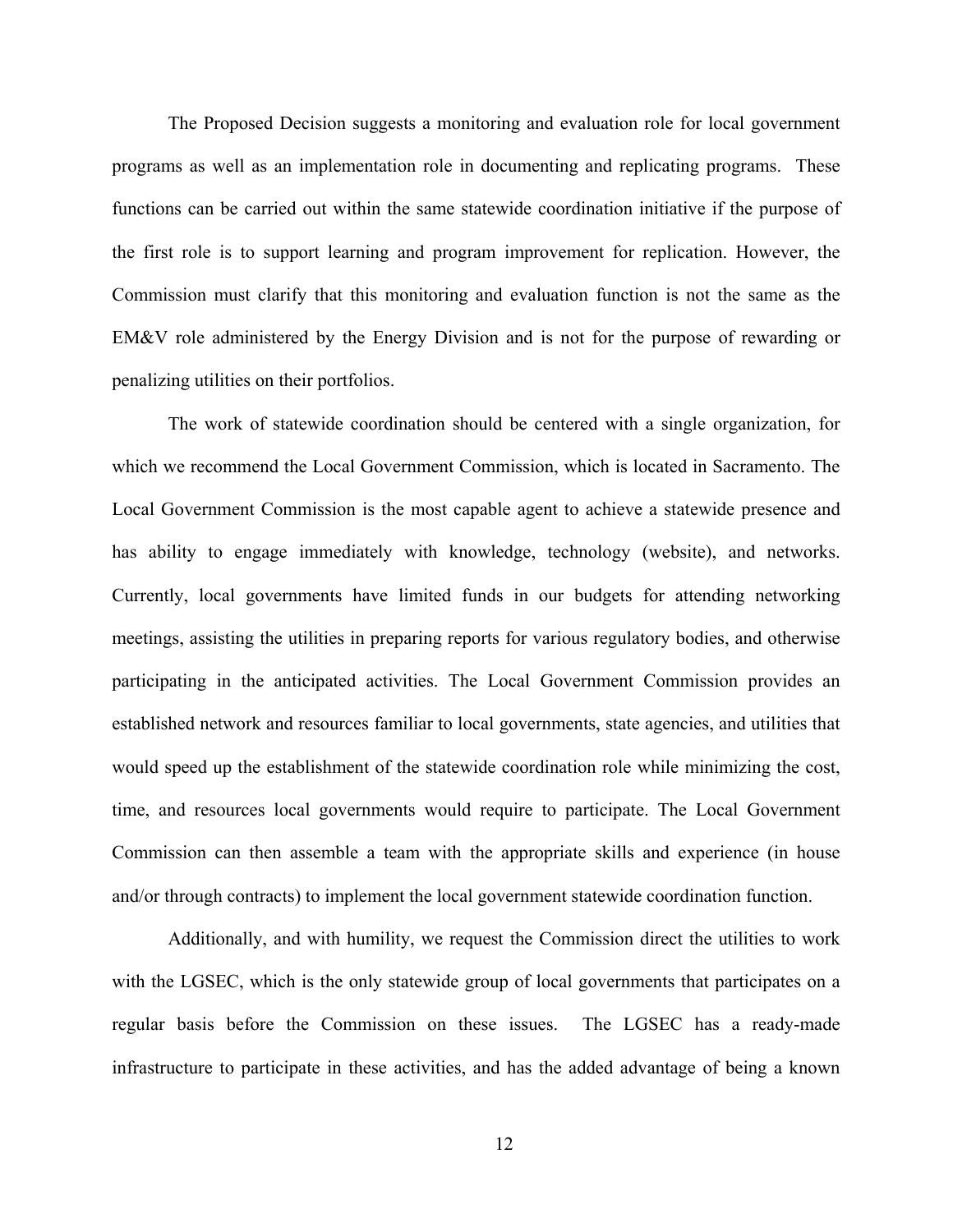The Proposed Decision suggests a monitoring and evaluation role for local government programs as well as an implementation role in documenting and replicating programs. These functions can be carried out within the same statewide coordination initiative if the purpose of the first role is to support learning and program improvement for replication. However, the Commission must clarify that this monitoring and evaluation function is not the same as the EM&V role administered by the Energy Division and is not for the purpose of rewarding or penalizing utilities on their portfolios.

The work of statewide coordination should be centered with a single organization, for which we recommend the Local Government Commission, which is located in Sacramento. The Local Government Commission is the most capable agent to achieve a statewide presence and has ability to engage immediately with knowledge, technology (website), and networks. Currently, local governments have limited funds in our budgets for attending networking meetings, assisting the utilities in preparing reports for various regulatory bodies, and otherwise participating in the anticipated activities. The Local Government Commission provides an established network and resources familiar to local governments, state agencies, and utilities that would speed up the establishment of the statewide coordination role while minimizing the cost, time, and resources local governments would require to participate. The Local Government Commission can then assemble a team with the appropriate skills and experience (in house and/or through contracts) to implement the local government statewide coordination function.

Additionally, and with humility, we request the Commission direct the utilities to work with the LGSEC, which is the only statewide group of local governments that participates on a regular basis before the Commission on these issues. The LGSEC has a ready-made infrastructure to participate in these activities, and has the added advantage of being a known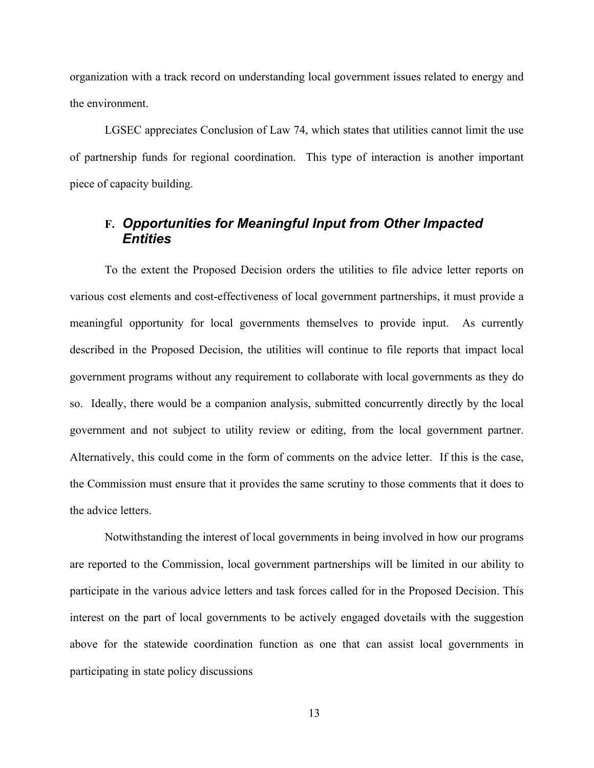organization with a track record on understanding local government issues related to energy and the environment.

LGSEC appreciates Conclusion of Law 74, which states that utilities cannot limit the use of partnership funds for regional coordination. This type of interaction is another important piece of capacity building.

### F. *Opportunities for Meaningful Input from Other Impacted Entities*

To the extent the Proposed Decision orders the utilities to file advice letter reports on various cost elements and cost-effectiveness of local government partnerships, it must provide a meaningful opportunity for local governments themselves to provide input. As currently described in the Proposed Decision, the utilities will continue to file reports that impact local government programs without any requirement to collaborate with local governments as they do so. Ideally, there would be a companion analysis, submitted concurrently directly by the local government and not subject to utility review or editing, from the local government partner. Alternatively, this could come in the form of comments on the advice letter. If this is the case, the Commission must ensure that it provides the same scrutiny to those comments that it does to the advice letters.

Notwithstanding the interest of local governments in being involved in how our programs are reported to the Commission, local government partnerships will be limited in our ability to participate in the various advice letters and task forces called for in the Proposed Decision. This interest on the part of local governments to be actively engaged dovetails with the suggestion above for the statewide coordination function as one that can assist local governments in participating in state policy discussions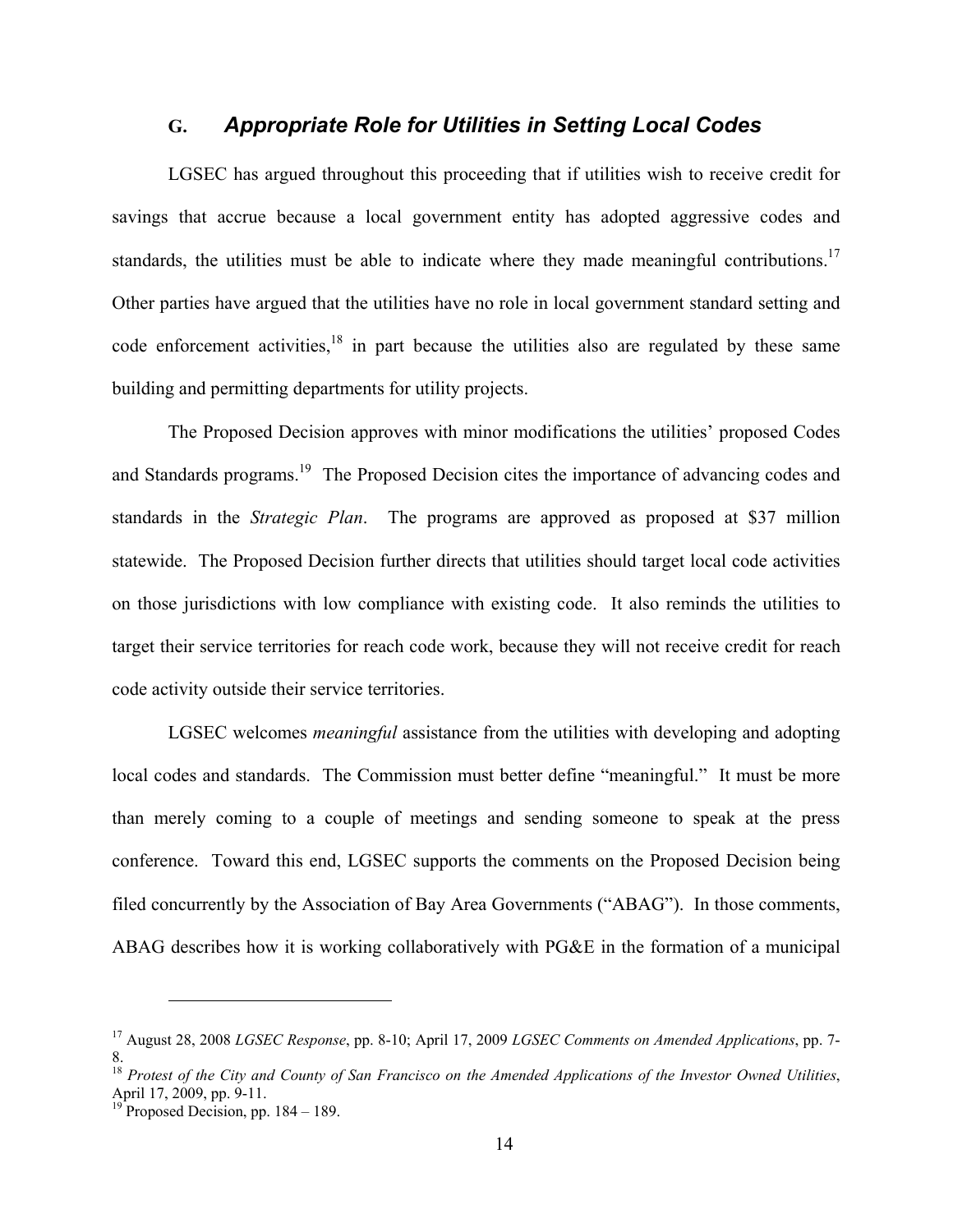### G. *Appropriate Role for Utilities in Setting Local Codes*

LGSEC has argued throughout this proceeding that if utilities wish to receive credit for savings that accrue because a local government entity has adopted aggressive codes and standards, the utilities must be able to indicate where they made meaningful contributions.[17] Other parties have argued that the utilities have no role in local government standard setting and code enforcement activities,[18] in part because the utilities also are regulated by these same building and permitting departments for utility projects.

The Proposed Decision approves with minor modifications the utilities' proposed Codes and Standards programs.[19] The Proposed Decision cites the importance of advancing codes and standards in the *Strategic Plan*. The programs are approved as proposed at $37 million statewide. The Proposed Decision further directs that utilities should target local code activities on those jurisdictions with low compliance with existing code. It also reminds the utilities to target their service territories for reach code work, because they will not receive credit for reach code activity outside their service territories.

LGSEC welcomes *meaningful* assistance from the utilities with developing and adopting local codes and standards. The Commission must better define "meaningful." It must be more than merely coming to a couple of meetings and sending someone to speak at the press conference. Toward this end, LGSEC supports the comments on the Proposed Decision being filed concurrently by the Association of Bay Area Governments ("ABAG"). In those comments, ABAG describes how it is working collaboratively with PG&E in the formation of a municipal

---

[17] August 28, 2008 *LGSEC Response*, pp. 8-10; April 17, 2009 *LGSEC Comments on Amended Applications*, pp. 7-8.

[18] *Protest of the City and County of San Francisco on the Amended Applications of the Investor Owned Utilities*, April 17, 2009, pp. 9-11.

[19] Proposed Decision, pp. 184 – 189.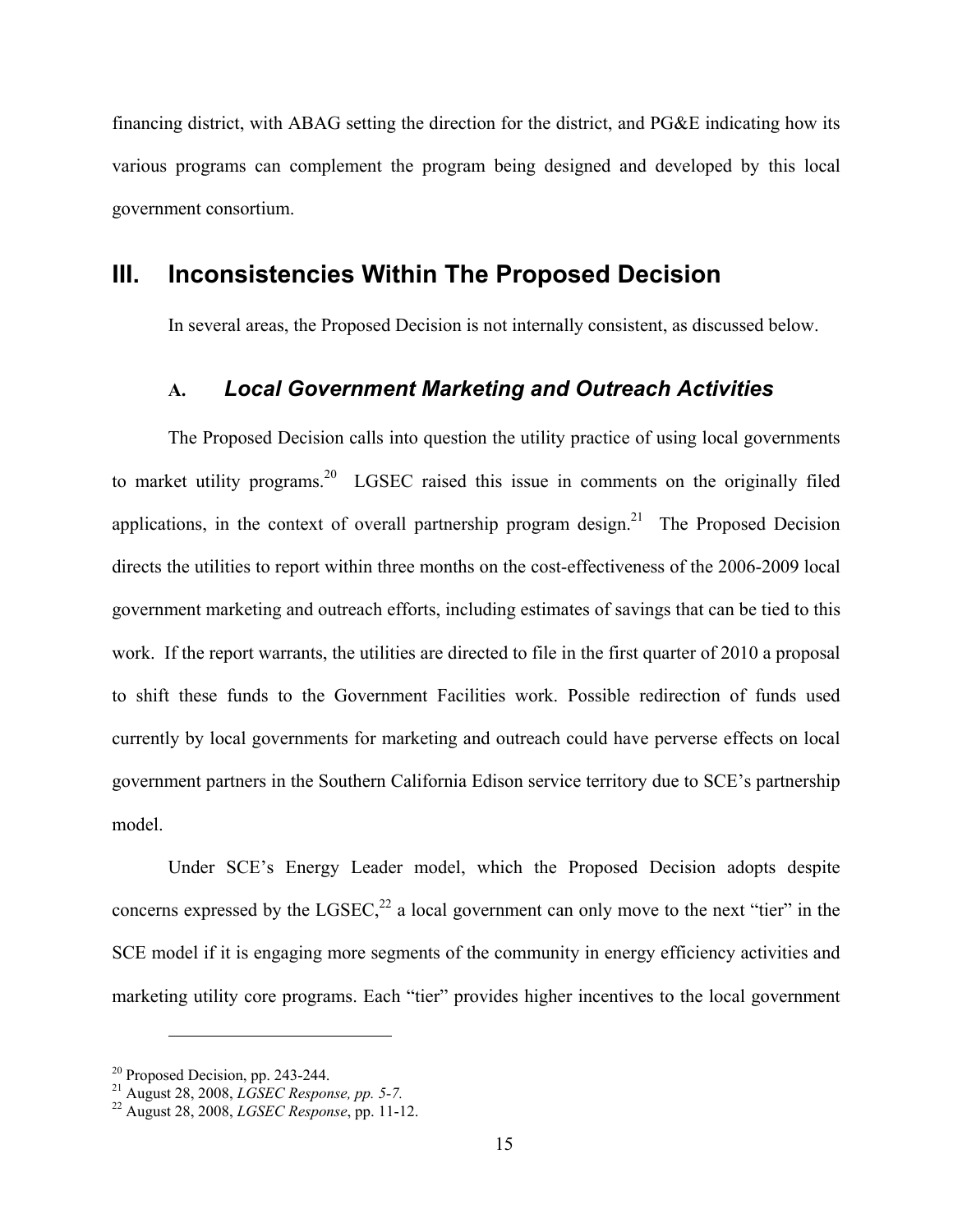financing district, with ABAG setting the direction for the district, and PG&E indicating how its various programs can complement the program being designed and developed by this local government consortium.

# III. Inconsistencies Within The Proposed Decision

In several areas, the Proposed Decision is not internally consistent, as discussed below.

## A. *Local Government Marketing and Outreach Activities*

The Proposed Decision calls into question the utility practice of using local governments to market utility programs.[20] LGSEC raised this issue in comments on the originally filed applications, in the context of overall partnership program design.[21] The Proposed Decision directs the utilities to report within three months on the cost-effectiveness of the 2006-2009 local government marketing and outreach efforts, including estimates of savings that can be tied to this work. If the report warrants, the utilities are directed to file in the first quarter of 2010 a proposal to shift these funds to the Government Facilities work. Possible redirection of funds used currently by local governments for marketing and outreach could have perverse effects on local government partners in the Southern California Edison service territory due to SCE's partnership model.

Under SCE's Energy Leader model, which the Proposed Decision adopts despite concerns expressed by the LGSEC,[22] a local government can only move to the next "tier" in the SCE model if it is engaging more segments of the community in energy efficiency activities and marketing utility core programs. Each "tier" provides higher incentives to the local government

---

[20] Proposed Decision, pp. 243-244.

[21] August 28, 2008, *LGSEC Response, pp. 5-7.*

[22] August 28, 2008, *LGSEC Response*, pp. 11-12.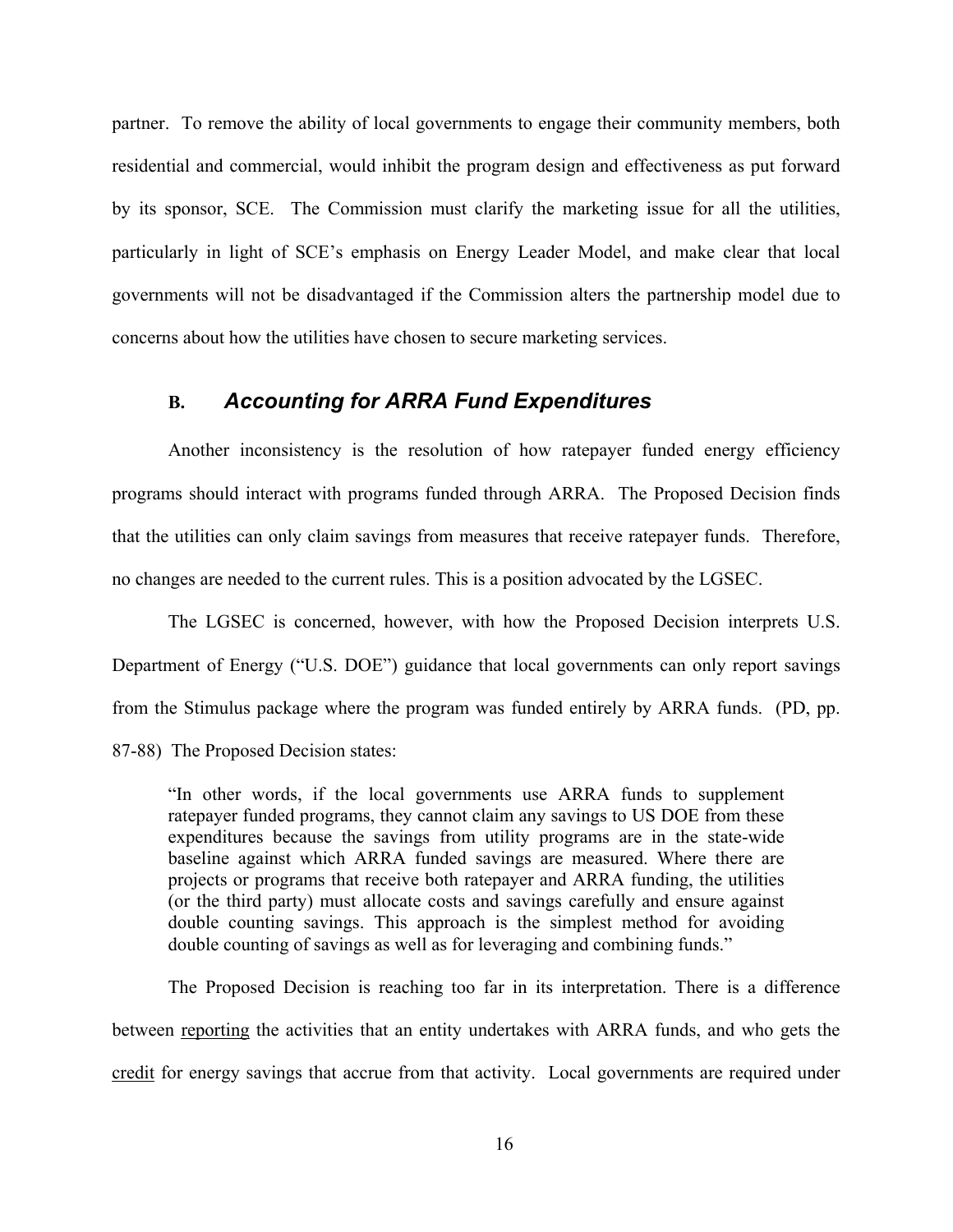partner. To remove the ability of local governments to engage their community members, both residential and commercial, would inhibit the program design and effectiveness as put forward by its sponsor, SCE. The Commission must clarify the marketing issue for all the utilities, particularly in light of SCE's emphasis on Energy Leader Model, and make clear that local governments will not be disadvantaged if the Commission alters the partnership model due to concerns about how the utilities have chosen to secure marketing services.

### B. *Accounting for ARRA Fund Expenditures*

Another inconsistency is the resolution of how ratepayer funded energy efficiency programs should interact with programs funded through ARRA. The Proposed Decision finds that the utilities can only claim savings from measures that receive ratepayer funds. Therefore, no changes are needed to the current rules. This is a position advocated by the LGSEC.

The LGSEC is concerned, however, with how the Proposed Decision interprets U.S. Department of Energy ("U.S. DOE") guidance that local governments can only report savings from the Stimulus package where the program was funded entirely by ARRA funds. (PD, pp. 87-88) The Proposed Decision states:

> "In other words, if the local governments use ARRA funds to supplement ratepayer funded programs, they cannot claim any savings to US DOE from these expenditures because the savings from utility programs are in the state-wide baseline against which ARRA funded savings are measured. Where there are projects or programs that receive both ratepayer and ARRA funding, the utilities (or the third party) must allocate costs and savings carefully and ensure against double counting savings. This approach is the simplest method for avoiding double counting of savings as well as for leveraging and combining funds."

The Proposed Decision is reaching too far in its interpretation. There is a difference between <u>reporting</u> the activities that an entity undertakes with ARRA funds, and who gets the <u>credit</u> for energy savings that accrue from that activity. Local governments are required under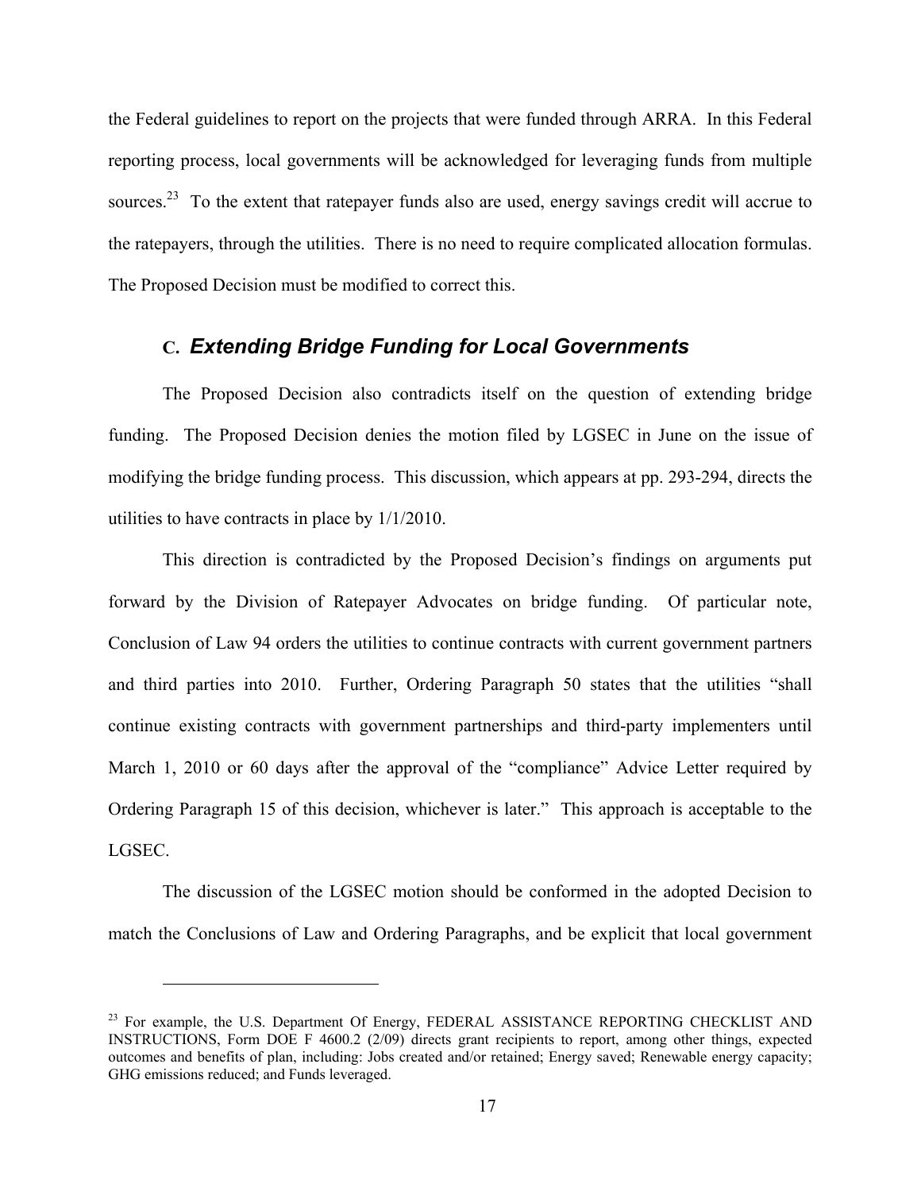the Federal guidelines to report on the projects that were funded through ARRA. In this Federal reporting process, local governments will be acknowledged for leveraging funds from multiple sources.[23] To the extent that ratepayer funds also are used, energy savings credit will accrue to the ratepayers, through the utilities. There is no need to require complicated allocation formulas. The Proposed Decision must be modified to correct this.

### C. *Extending Bridge Funding for Local Governments*

The Proposed Decision also contradicts itself on the question of extending bridge funding. The Proposed Decision denies the motion filed by LGSEC in June on the issue of modifying the bridge funding process. This discussion, which appears at pp. 293-294, directs the utilities to have contracts in place by 1/1/2010.

This direction is contradicted by the Proposed Decision's findings on arguments put forward by the Division of Ratepayer Advocates on bridge funding. Of particular note, Conclusion of Law 94 orders the utilities to continue contracts with current government partners and third parties into 2010. Further, Ordering Paragraph 50 states that the utilities "shall continue existing contracts with government partnerships and third-party implementers until March 1, 2010 or 60 days after the approval of the "compliance" Advice Letter required by Ordering Paragraph 15 of this decision, whichever is later." This approach is acceptable to the LGSEC.

The discussion of the LGSEC motion should be conformed in the adopted Decision to match the Conclusions of Law and Ordering Paragraphs, and be explicit that local government

---

[23] For example, the U.S. Department Of Energy, FEDERAL ASSISTANCE REPORTING CHECKLIST AND INSTRUCTIONS, Form DOE F 4600.2 (2/09) directs grant recipients to report, among other things, expected outcomes and benefits of plan, including: Jobs created and/or retained; Energy saved; Renewable energy capacity; GHG emissions reduced; and Funds leveraged.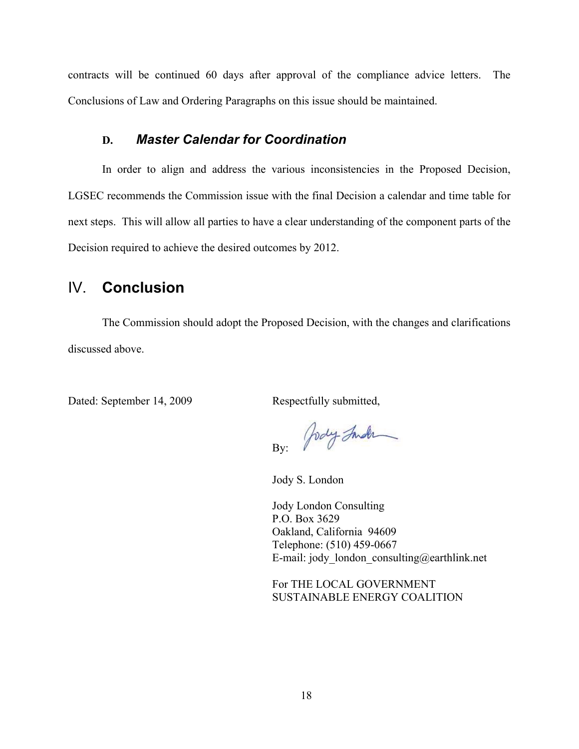contracts will be continued 60 days after approval of the compliance advice letters. The Conclusions of Law and Ordering Paragraphs on this issue should be maintained.

### D. *Master Calendar for Coordination*

In order to align and address the various inconsistencies in the Proposed Decision, LGSEC recommends the Commission issue with the final Decision a calendar and time table for next steps. This will allow all parties to have a clear understanding of the component parts of the Decision required to achieve the desired outcomes by 2012.

## IV. Conclusion

The Commission should adopt the Proposed Decision, with the changes and clarifications discussed above.

Dated: September 14, 2009

Respectfully submitted,

By: Jody London

Jody S. London

Jody London Consulting
P.O. Box 3629
Oakland, California 94609
Telephone: (510) 459-0667
E-mail: jody_london_consulting@earthlink.net

For THE LOCAL GOVERNMENT SUSTAINABLE ENERGY COALITION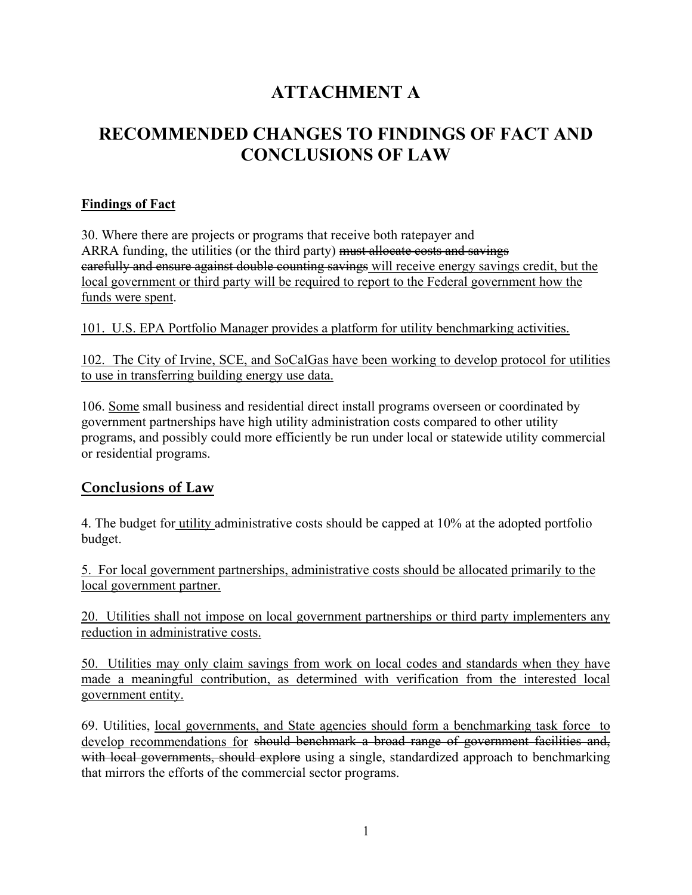# ATTACHMENT A

# RECOMMENDED CHANGES TO FINDINGS OF FACT AND CONCLUSIONS OF LAW

**<u>Findings of Fact</u>**

30. Where there are projects or programs that receive both ratepayer and ARRA funding, the utilities (or the third party) ~~must allocate costs and savings carefully and ensure against double counting savings~~ <u>will receive energy savings credit, but the local government or third party will be required to report to the Federal government how the funds were spent</u>.

<u>101. U.S. EPA Portfolio Manager provides a platform for utility benchmarking activities.</u>

<u>102. The City of Irvine, SCE, and SoCalGas have been working to develop protocol for utilities to use in transferring building energy use data.</u>

106. <u>Some</u> small business and residential direct install programs overseen or coordinated by government partnerships have high utility administration costs compared to other utility programs, and possibly could more efficiently be run under local or statewide utility commercial or residential programs.

## <u>Conclusions of Law</u>

4. The budget for <u>utility</u> administrative costs should be capped at 10% at the adopted portfolio budget.

<u>5. For local government partnerships, administrative costs should be allocated primarily to the local government partner.</u>

<u>20. Utilities shall not impose on local government partnerships or third party implementers any reduction in administrative costs.</u>

<u>50. Utilities may only claim savings from work on local codes and standards when they have made a meaningful contribution, as determined with verification from the interested local government entity.</u>

69. Utilities, <u>local governments, and State agencies should form a benchmarking task force to develop recommendations for</u> ~~should benchmark a broad range of government facilities and, with local governments, should explore~~ using a single, standardized approach to benchmarking that mirrors the efforts of the commercial sector programs.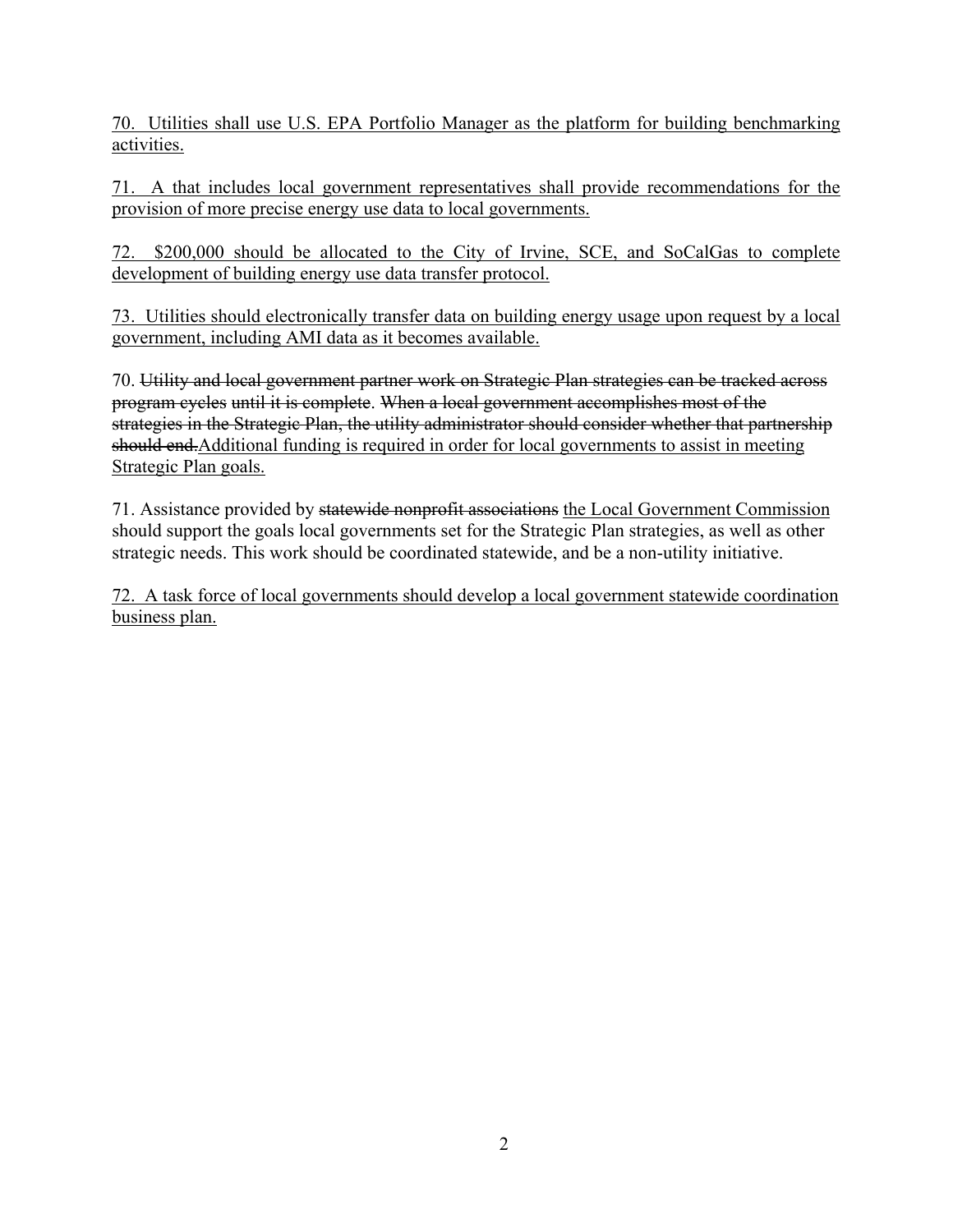<u>70. Utilities shall use U.S. EPA Portfolio Manager as the platform for building benchmarking activities.</u>

<u>71. A that includes local government representatives shall provide recommendations for the provision of more precise energy use data to local governments.</u>

<u>72. $200,000 should be allocated to the City of Irvine, SCE, and SoCalGas to complete development of building energy use data transfer protocol.</u>

<u>73. Utilities should electronically transfer data on building energy usage upon request by a local government, including AMI data as it becomes available.</u>

70. ~~Utility and local government partner work on Strategic Plan strategies can be tracked across program cycles~~ ~~until it is complete~~. ~~When a local government accomplishes most of the strategies in the Strategic Plan, the utility administrator should consider whether that partnership should end.~~<u>Additional funding is required in order for local governments to assist in meeting Strategic Plan goals.</u>

71. Assistance provided by ~~statewide nonprofit associations~~ <u>the Local Government Commission</u> should support the goals local governments set for the Strategic Plan strategies, as well as other strategic needs. This work should be coordinated statewide, and be a non-utility initiative.

<u>72. A task force of local governments should develop a local government statewide coordination business plan.</u>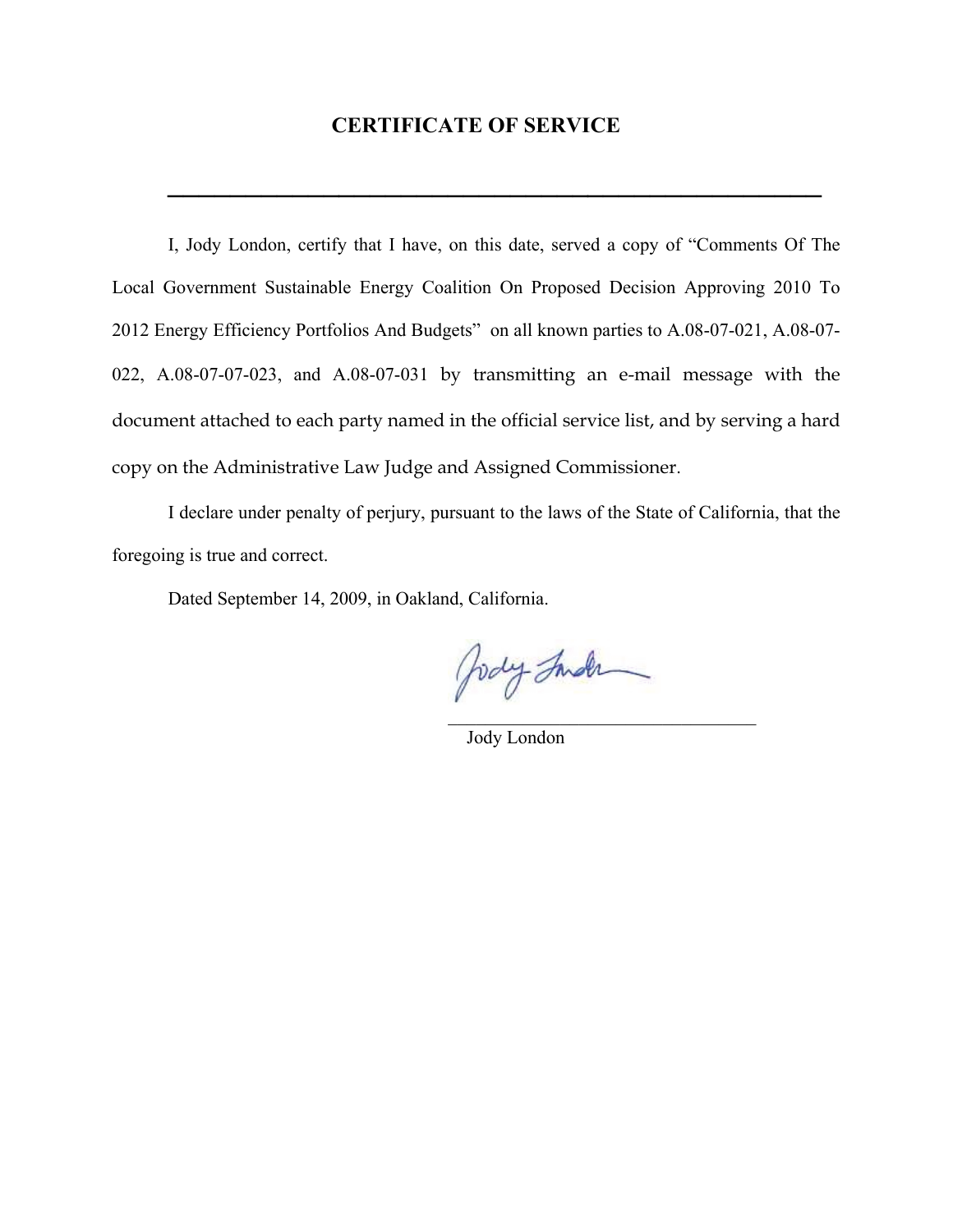# CERTIFICATE OF SERVICE

---

I, Jody London, certify that I have, on this date, served a copy of "Comments Of The Local Government Sustainable Energy Coalition On Proposed Decision Approving 2010 To 2012 Energy Efficiency Portfolios And Budgets" on all known parties to A.08-07-021, A.08-07-022, A.08-07-07-023, and A.08-07-031 by transmitting an e-mail message with the document attached to each party named in the official service list, and by serving a hard copy on the Administrative Law Judge and Assigned Commissioner.

I declare under penalty of perjury, pursuant to the laws of the State of California, that the foregoing is true and correct.

Dated September 14, 2009, in Oakland, California.

Jody London

\_\_\_\_\_\_\_\_\_\_\_\_\_\_\_\_\_\_\_\_\_\_\_\_\_\_\_\_\_\_\_\_\_\_\_\_

Jody London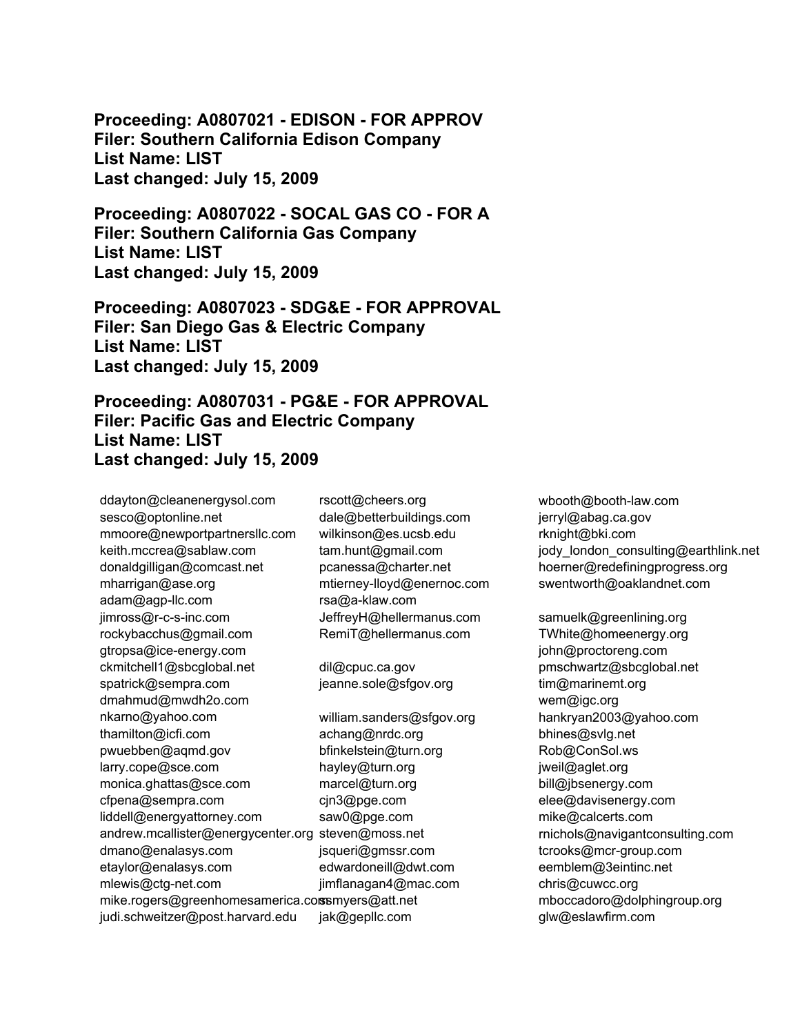**Proceeding: A0807021 - EDISON - FOR APPROV**
**Filer: Southern California Edison Company**
**List Name: LIST**
**Last changed: July 15, 2009**

**Proceeding: A0807022 - SOCAL GAS CO - FOR A**
**Filer: Southern California Gas Company**
**List Name: LIST**
**Last changed: July 15, 2009**

**Proceeding: A0807023 - SDG&E - FOR APPROVAL**
**Filer: San Diego Gas & Electric Company**
**List Name: LIST**
**Last changed: July 15, 2009**

**Proceeding: A0807031 - PG&E - FOR APPROVAL**
**Filer: Pacific Gas and Electric Company**
**List Name: LIST**
**Last changed: July 15, 2009**

ddayton@cleanenergysol.com
sesco@optonline.net
mmoore@newportpartnersllc.com
keith.mccrea@sablaw.com
donaldgilligan@comcast.net
mharrigan@ase.org
adam@agp-llc.com
jimross@r-c-s-inc.com
rockybacchus@gmail.com
gtropsa@ice-energy.com
ckmitchell1@sbcglobal.net
spatrick@sempra.com
dmahmud@mwdh2o.com
nkarno@yahoo.com
thamilton@icfi.com
pwuebben@aqmd.gov
larry.cope@sce.com
monica.ghattas@sce.com
cfpena@sempra.com
liddell@energyattorney.com
andrew.mcallister@energycenter.org
dmano@enalasys.com
etaylor@enalasys.com
mlewis@ctg-net.com
mike.rogers@greenhomesamerica.com
judi.schweitzer@post.harvard.edu

rscott@cheers.org
dale@betterbuildings.com
wilkinson@es.ucsb.edu
tam.hunt@gmail.com
pcanessa@charter.net
mtierney-lloyd@enernoc.com
rsa@a-klaw.com
JeffreyH@hellermanus.com
RemiT@hellermanus.com

dil@cpuc.ca.gov
jeanne.sole@sfgov.org

william.sanders@sfgov.org
achang@nrdc.org
bfinkelstein@turn.org
hayley@turn.org
marcel@turn.org
cjn3@pge.com
saw0@pge.com
steven@moss.net
jsqueri@gmssr.com
edwardoneill@dwt.com
jimflanagan4@mac.com
ssmyers@att.net
jak@gepllc.com

wbooth@booth-law.com
jerryl@abag.ca.gov
rknight@bki.com
jody_london_consulting@earthlink.net
hoerner@redefiningprogress.org
swentworth@oaklandnet.com

samuelk@greenlining.org
TWhite@homeenergy.org
john@proctoreng.com
pmschwartz@sbcglobal.net
tim@marinemt.org
wem@igc.org
hankryan2003@yahoo.com
bhines@svlg.net
Rob@ConSol.ws
jweil@aglet.org
bill@jbsenergy.com
elee@davisenergy.com
mike@calcerts.com
rnichols@navigantconsulting.com
tcrooks@mcr-group.com
eemblem@3eintinc.net
chris@cuwcc.org
mboccadoro@dolphingroup.org
glw@eslawfirm.com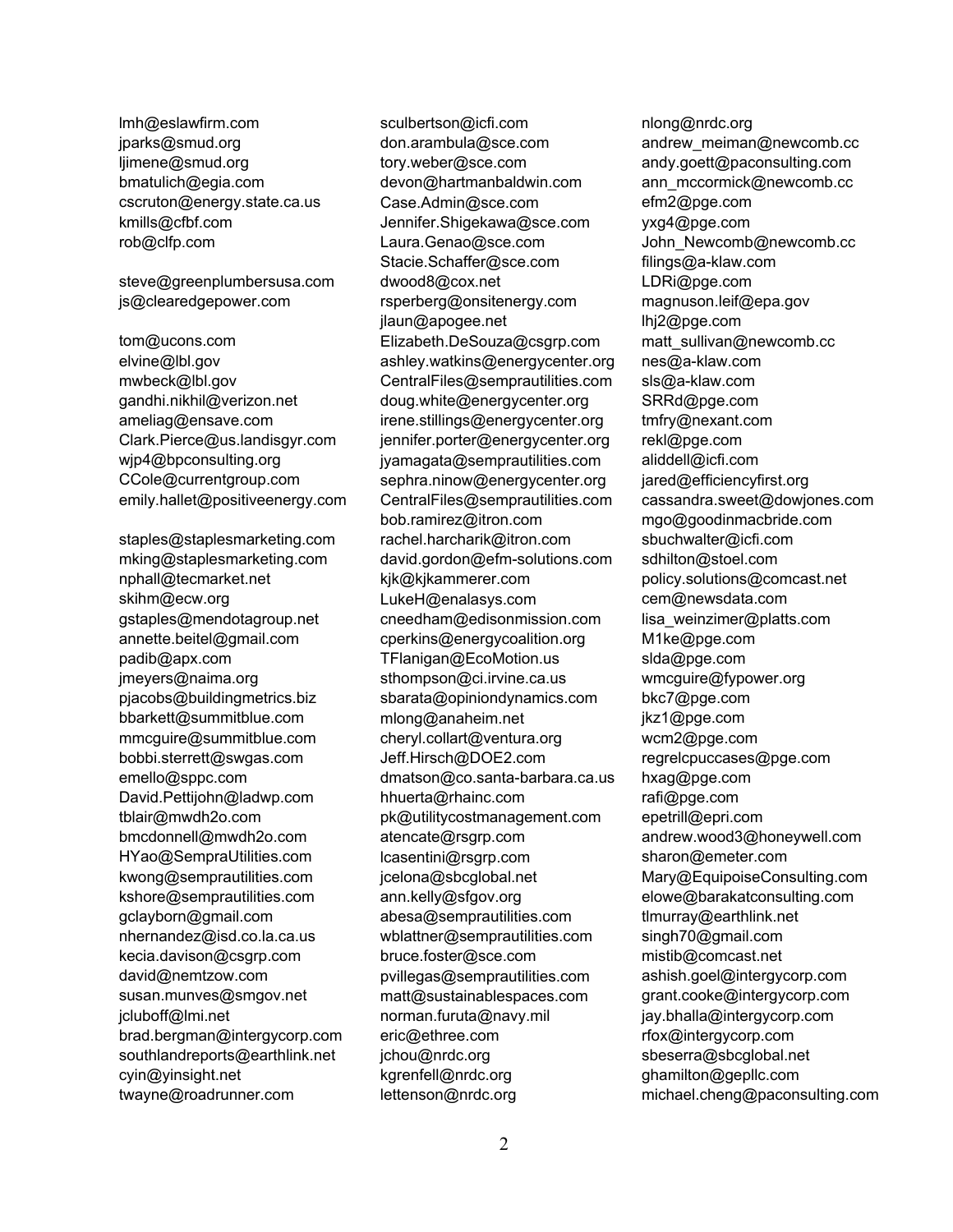lmh@eslawfirm.com
jparks@smud.org
ljimene@smud.org
bmatulich@egia.com
cscruton@energy.state.ca.us
kmills@cfbf.com
rob@clfp.com

steve@greenplumbersusa.com
js@clearedgepower.com

tom@ucons.com
elvine@lbl.gov
mwbeck@lbl.gov
gandhi.nikhil@verizon.net
ameliag@ensave.com
Clark.Pierce@us.landisgyr.com
wjp4@bpconsulting.org
CCole@currentgroup.com
emily.hallet@positiveenergy.com

staples@staplesmarketing.com
mking@staplesmarketing.com
nphall@tecmarket.net
skihm@ecw.org
gstaples@mendotagroup.net
annette.beitel@gmail.com
padib@apx.com
jmeyers@naima.org
pjacobs@buildingmetrics.biz
bbarkett@summitblue.com
mmcguire@summitblue.com
bobbi.sterrett@swgas.com
emello@sppc.com
David.Pettijohn@ladwp.com
tblair@mwdh2o.com
bmcdonnell@mwdh2o.com
HYao@SempraUtilities.com
kwong@semprautilities.com
kshore@semprautilities.com
gclayborn@gmail.com
nhernandez@isd.co.la.ca.us
kecia.davison@csgrp.com
david@nemtzow.com
susan.munves@smgov.net
jcluboff@lmi.net
brad.bergman@intergycorp.com
southlandreports@earthlink.net
cyin@yinsight.net
twayne@roadrunner.com
sculbertson@icfi.com
don.arambula@sce.com
tory.weber@sce.com
devon@hartmanbaldwin.com
Case.Admin@sce.com
Jennifer.Shigekawa@sce.com
Laura.Genao@sce.com
Stacie.Schaffer@sce.com
dwood8@cox.net
rsperberg@onsitenergy.com
jlaun@apogee.net
Elizabeth.DeSouza@csgrp.com
ashley.watkins@energycenter.org
CentralFiles@semprautilities.com
doug.white@energycenter.org
irene.stillings@energycenter.org
jennifer.porter@energycenter.org
jyamagata@semprautilities.com
sephra.ninow@energycenter.org
CentralFiles@semprautilities.com
bob.ramirez@itron.com
rachel.harcharik@itron.com
david.gordon@efm-solutions.com
kjk@kjkammerer.com
LukeH@enalasys.com
cneedham@edisonmission.com
cperkins@energycoalition.org
TFlanigan@EcoMotion.us
sthompson@ci.irvine.ca.us
sbarata@opiniondynamics.com
mlong@anaheim.net
cheryl.collart@ventura.org
Jeff.Hirsch@DOE2.com
dmatson@co.santa-barbara.ca.us
hhuerta@rhainc.com
pk@utilitycostmanagement.com
atencate@rsgrp.com
lcasentini@rsgrp.com
jcelona@sbcglobal.net
ann.kelly@sfgov.org
abesa@semprautilities.com
wblattner@semprautilities.com
bruce.foster@sce.com
pvillegas@semprautilities.com
matt@sustainablespaces.com
norman.furuta@navy.mil
eric@ethree.com
jchou@nrdc.org
kgrenfell@nrdc.org
lettenson@nrdc.org
nlong@nrdc.org
andrew_meiman@newcomb.cc
andy.goett@paconsulting.com
ann_mccormick@newcomb.cc
efm2@pge.com
yxg4@pge.com
John_Newcomb@newcomb.cc
filings@a-klaw.com
LDRi@pge.com
magnuson.leif@epa.gov
lhj2@pge.com
matt_sullivan@newcomb.cc
nes@a-klaw.com
sls@a-klaw.com
SRRd@pge.com
tmfry@nexant.com
rekl@pge.com
aliddell@icfi.com
jared@efficiencyfirst.org
cassandra.sweet@dowjones.com
mgo@goodinmacbride.com
sbuchwalter@icfi.com
sdhilton@stoel.com
policy.solutions@comcast.net
cem@newsdata.com
lisa_weinzimer@platts.com
M1ke@pge.com
slda@pge.com
wmcguire@fypower.org
bkc7@pge.com
jkz1@pge.com
wcm2@pge.com
regrelcpuccases@pge.com
hxag@pge.com
rafi@pge.com
epetrill@epri.com
andrew.wood3@honeywell.com
sharon@emeter.com
Mary@EquipoiseConsulting.com
elowe@barakatconsulting.com
tlmurray@earthlink.net
singh70@gmail.com
mistib@comcast.net
ashish.goel@intergycorp.com
grant.cooke@intergycorp.com
jay.bhalla@intergycorp.com
rfox@intergycorp.com
sbeserra@sbcglobal.net
ghamilton@gepllc.com
michael.cheng@paconsulting.com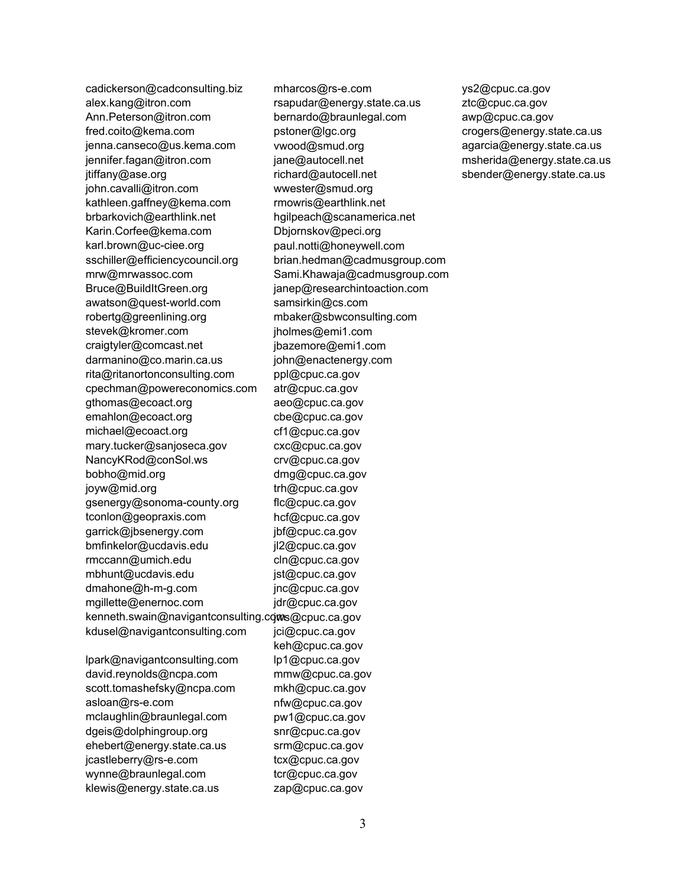cadickerson@cadconsulting.biz
alex.kang@itron.com
Ann.Peterson@itron.com
fred.coito@kema.com
jenna.canseco@us.kema.com
jennifer.fagan@itron.com
jtiffany@ase.org
john.cavalli@itron.com
kathleen.gaffney@kema.com
brbarkovich@earthlink.net
Karin.Corfee@kema.com
karl.brown@uc-ciee.org
sschiller@efficiencycouncil.org
mrw@mrwassoc.com
Bruce@BuildItGreen.org
awatson@quest-world.com
robertg@greenlining.org
stevek@kromer.com
craigtyler@comcast.net
darmanino@co.marin.ca.us
rita@ritanortonconsulting.com
cpechman@powereconomics.com
gthomas@ecoact.org
emahlon@ecoact.org
michael@ecoact.org
mary.tucker@sanjoseca.gov
NancyKRod@conSol.ws
bobho@mid.org
joyw@mid.org
gsenergy@sonoma-county.org
tconlon@geopraxis.com
garrick@jbsenergy.com
bmfinkelor@ucdavis.edu
rmccann@umich.edu
mbhunt@ucdavis.edu
dmahone@h-m-g.com
mgillette@enernoc.com
kenneth.swain@navigantconsulting.com
kdusel@navigantconsulting.com

lpark@navigantconsulting.com
david.reynolds@ncpa.com
scott.tomashefsky@ncpa.com
asloan@rs-e.com
mclaughlin@braunlegal.com
dgeis@dolphingroup.org
ehebert@energy.state.ca.us
jcastleberry@rs-e.com
wynne@braunlegal.com
klewis@energy.state.ca.us

mharcos@rs-e.com
rsapudar@energy.state.ca.us
bernardo@braunlegal.com
pstoner@lgc.org
vwood@smud.org
jane@autocell.net
richard@autocell.net
wwester@smud.org
rmowris@earthlink.net
hgilpeach@scanamerica.net
Dbjornskov@peci.org
paul.notti@honeywell.com
brian.hedman@cadmusgroup.com
Sami.Khawaja@cadmusgroup.com
janep@researchintoaction.com
samsirkin@cs.com
mbaker@sbwconsulting.com
jholmes@emi1.com
jbazemore@emi1.com
john@enactenergy.com
ppl@cpuc.ca.gov
atr@cpuc.ca.gov
aeo@cpuc.ca.gov
cbe@cpuc.ca.gov
cf1@cpuc.ca.gov
cxc@cpuc.ca.gov
crv@cpuc.ca.gov
dmg@cpuc.ca.gov
trh@cpuc.ca.gov
flc@cpuc.ca.gov
hcf@cpuc.ca.gov
jbf@cpuc.ca.gov
jl2@cpuc.ca.gov
cln@cpuc.ca.gov
jst@cpuc.ca.gov
jnc@cpuc.ca.gov
jdr@cpuc.ca.gov
jws@cpuc.ca.gov
jci@cpuc.ca.gov
keh@cpuc.ca.gov
lp1@cpuc.ca.gov
mmw@cpuc.ca.gov
mkh@cpuc.ca.gov
nfw@cpuc.ca.gov
pw1@cpuc.ca.gov
snr@cpuc.ca.gov
srm@cpuc.ca.gov
tcx@cpuc.ca.gov
tcr@cpuc.ca.gov
zap@cpuc.ca.gov

ys2@cpuc.ca.gov
ztc@cpuc.ca.gov
awp@cpuc.ca.gov
crogers@energy.state.ca.us
agarcia@energy.state.ca.us
msherida@energy.state.ca.us
sbender@energy.state.ca.us